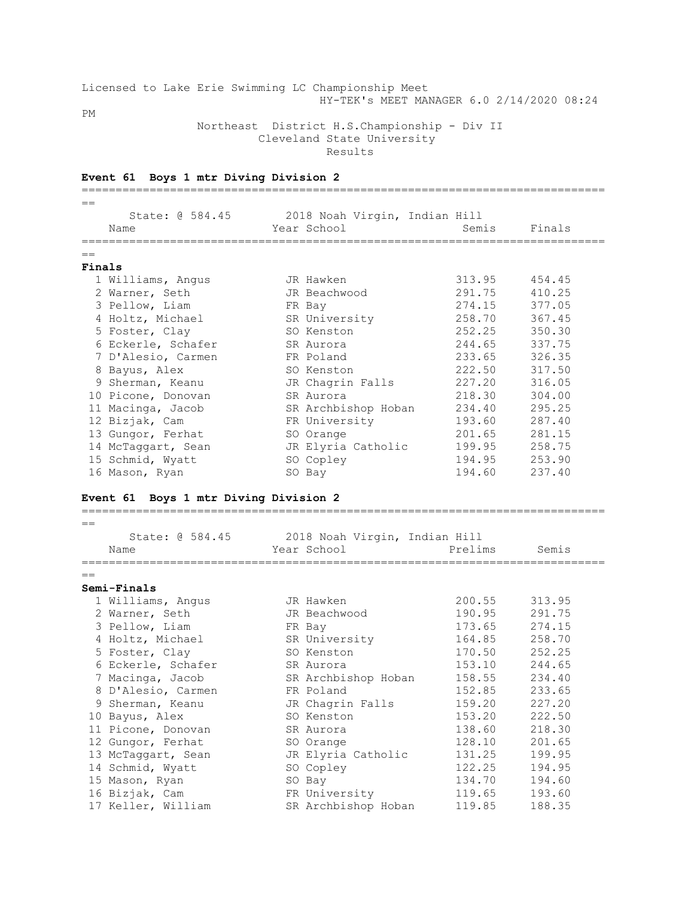Licensed to Lake Erie Swimming LC Championship Meet
HY-TEK's MEET MANAGER 6.0 2/14/2020 08:24 PM

Northeast District H.S.Championship - Div II
Cleveland State University
Results

### Event 61 Boys 1 mtr Diving Division 2

State: @ 584.45 — 2018 Noah Virgin, Indian Hill

**Finals**

| | Name | Year | School | Semis | Finals |
|---|---|---|---|---|---|
| 1 | Williams, Angus | JR | Hawken | 313.95 | 454.45 |
| 2 | Warner, Seth | JR | Beachwood | 291.75 | 410.25 |
| 3 | Pellow, Liam | FR | Bay | 274.15 | 377.05 |
| 4 | Holtz, Michael | SR | University | 258.70 | 367.45 |
| 5 | Foster, Clay | SO | Kenston | 252.25 | 350.30 |
| 6 | Eckerle, Schafer | SR | Aurora | 244.65 | 337.75 |
| 7 | D'Alesio, Carmen | FR | Poland | 233.65 | 326.35 |
| 8 | Bayus, Alex | SO | Kenston | 222.50 | 317.50 |
| 9 | Sherman, Keanu | JR | Chagrin Falls | 227.20 | 316.05 |
| 10 | Picone, Donovan | SR | Aurora | 218.30 | 304.00 |
| 11 | Macinga, Jacob | SR | Archbishop Hoban | 234.40 | 295.25 |
| 12 | Bizjak, Cam | FR | University | 193.60 | 287.40 |
| 13 | Gungor, Ferhat | SO | Orange | 201.65 | 281.15 |
| 14 | McTaggart, Sean | JR | Elyria Catholic | 199.95 | 258.75 |
| 15 | Schmid, Wyatt | SO | Copley | 194.95 | 253.90 |
| 16 | Mason, Ryan | SO | Bay | 194.60 | 237.40 |

### Event 61 Boys 1 mtr Diving Division 2

State: @ 584.45 — 2018 Noah Virgin, Indian Hill

**Semi-Finals**

| | Name | Year | School | Prelims | Semis |
|---|---|---|---|---|---|
| 1 | Williams, Angus | JR | Hawken | 200.55 | 313.95 |
| 2 | Warner, Seth | JR | Beachwood | 190.95 | 291.75 |
| 3 | Pellow, Liam | FR | Bay | 173.65 | 274.15 |
| 4 | Holtz, Michael | SR | University | 164.85 | 258.70 |
| 5 | Foster, Clay | SO | Kenston | 170.50 | 252.25 |
| 6 | Eckerle, Schafer | SR | Aurora | 153.10 | 244.65 |
| 7 | Macinga, Jacob | SR | Archbishop Hoban | 158.55 | 234.40 |
| 8 | D'Alesio, Carmen | FR | Poland | 152.85 | 233.65 |
| 9 | Sherman, Keanu | JR | Chagrin Falls | 159.20 | 227.20 |
| 10 | Bayus, Alex | SO | Kenston | 153.20 | 222.50 |
| 11 | Picone, Donovan | SR | Aurora | 138.60 | 218.30 |
| 12 | Gungor, Ferhat | SO | Orange | 128.10 | 201.65 |
| 13 | McTaggart, Sean | JR | Elyria Catholic | 131.25 | 199.95 |
| 14 | Schmid, Wyatt | SO | Copley | 122.25 | 194.95 |
| 15 | Mason, Ryan | SO | Bay | 134.70 | 194.60 |
| 16 | Bizjak, Cam | FR | University | 119.65 | 193.60 |
| 17 | Keller, William | SR | Archbishop Hoban | 119.85 | 188.35 |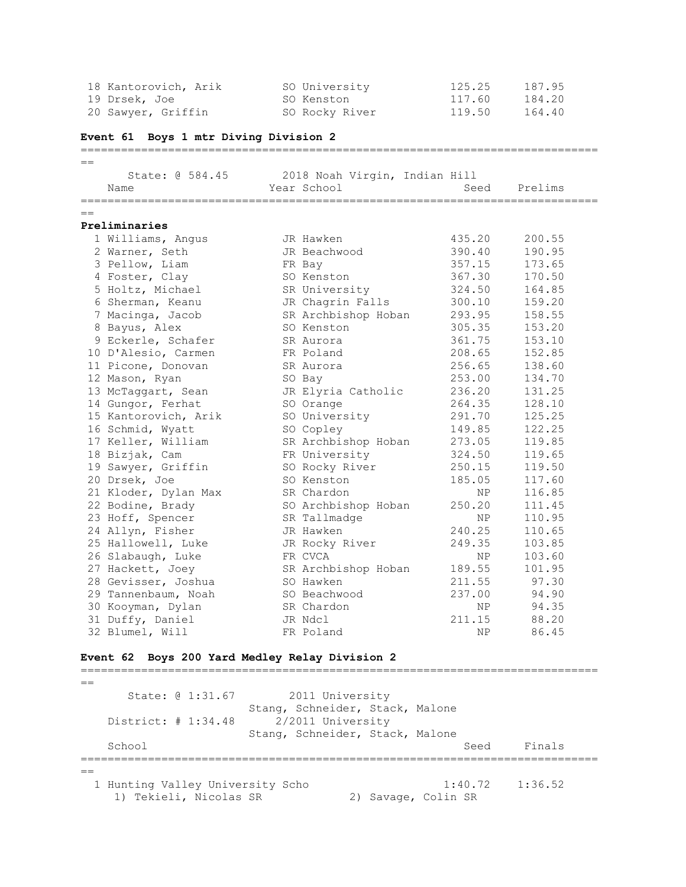| | Name | Year | School | Seed | Prelims |
|---|---|---|---|---|---|
| 18 | Kantorovich, Arik | SO | University | 125.25 | 187.95 |
| 19 | Drsek, Joe | SO | Kenston | 117.60 | 184.20 |
| 20 | Sawyer, Griffin | SO | Rocky River | 119.50 | 164.40 |

**Event 61 Boys 1 mtr Diving Division 2**

State: @ 584.45 — 2018 Noah Virgin, Indian Hill

**Preliminaries**

| | Name | Year | School | Seed | Prelims |
|---|---|---|---|---|---|
| 1 | Williams, Angus | JR | Hawken | 435.20 | 200.55 |
| 2 | Warner, Seth | JR | Beachwood | 390.40 | 190.95 |
| 3 | Pellow, Liam | FR | Bay | 357.15 | 173.65 |
| 4 | Foster, Clay | SO | Kenston | 367.30 | 170.50 |
| 5 | Holtz, Michael | SR | University | 324.50 | 164.85 |
| 6 | Sherman, Keanu | JR | Chagrin Falls | 300.10 | 159.20 |
| 7 | Macinga, Jacob | SR | Archbishop Hoban | 293.95 | 158.55 |
| 8 | Bayus, Alex | SO | Kenston | 305.35 | 153.20 |
| 9 | Eckerle, Schafer | SR | Aurora | 361.75 | 153.10 |
| 10 | D'Alesio, Carmen | FR | Poland | 208.65 | 152.85 |
| 11 | Picone, Donovan | SR | Aurora | 256.65 | 138.60 |
| 12 | Mason, Ryan | SO | Bay | 253.00 | 134.70 |
| 13 | McTaggart, Sean | JR | Elyria Catholic | 236.20 | 131.25 |
| 14 | Gungor, Ferhat | SO | Orange | 264.35 | 128.10 |
| 15 | Kantorovich, Arik | SO | University | 291.70 | 125.25 |
| 16 | Schmid, Wyatt | SO | Copley | 149.85 | 122.25 |
| 17 | Keller, William | SR | Archbishop Hoban | 273.05 | 119.85 |
| 18 | Bizjak, Cam | FR | University | 324.50 | 119.65 |
| 19 | Sawyer, Griffin | SO | Rocky River | 250.15 | 119.50 |
| 20 | Drsek, Joe | SO | Kenston | 185.05 | 117.60 |
| 21 | Kloder, Dylan Max | SR | Chardon | NP | 116.85 |
| 22 | Bodine, Brady | SO | Archbishop Hoban | 250.20 | 111.45 |
| 23 | Hoff, Spencer | SR | Tallmadge | NP | 110.95 |
| 24 | Allyn, Fisher | JR | Hawken | 240.25 | 110.65 |
| 25 | Hallowell, Luke | JR | Rocky River | 249.35 | 103.85 |
| 26 | Slabaugh, Luke | FR | CVCA | NP | 103.60 |
| 27 | Hackett, Joey | SR | Archbishop Hoban | 189.55 | 101.95 |
| 28 | Gevisser, Joshua | SO | Hawken | 211.55 | 97.30 |
| 29 | Tannenbaum, Noah | SO | Beachwood | 237.00 | 94.90 |
| 30 | Kooyman, Dylan | SR | Chardon | NP | 94.35 |
| 31 | Duffy, Daniel | JR | Ndcl | 211.15 | 88.20 |
| 32 | Blumel, Will | FR | Poland | NP | 86.45 |

**Event 62 Boys 200 Yard Medley Relay Division 2**

State: @ 1:31.67 — 2011 University — Stang, Schneider, Stack, Malone

District: # 1:34.48 — 2/2011 University — Stang, Schneider, Stack, Malone

| | School | Seed | Finals |
|---|---|---|---|
| 1 | Hunting Valley University Scho | 1:40.72 | 1:36.52 |

1) Tekieli, Nicolas SR    2) Savage, Colin SR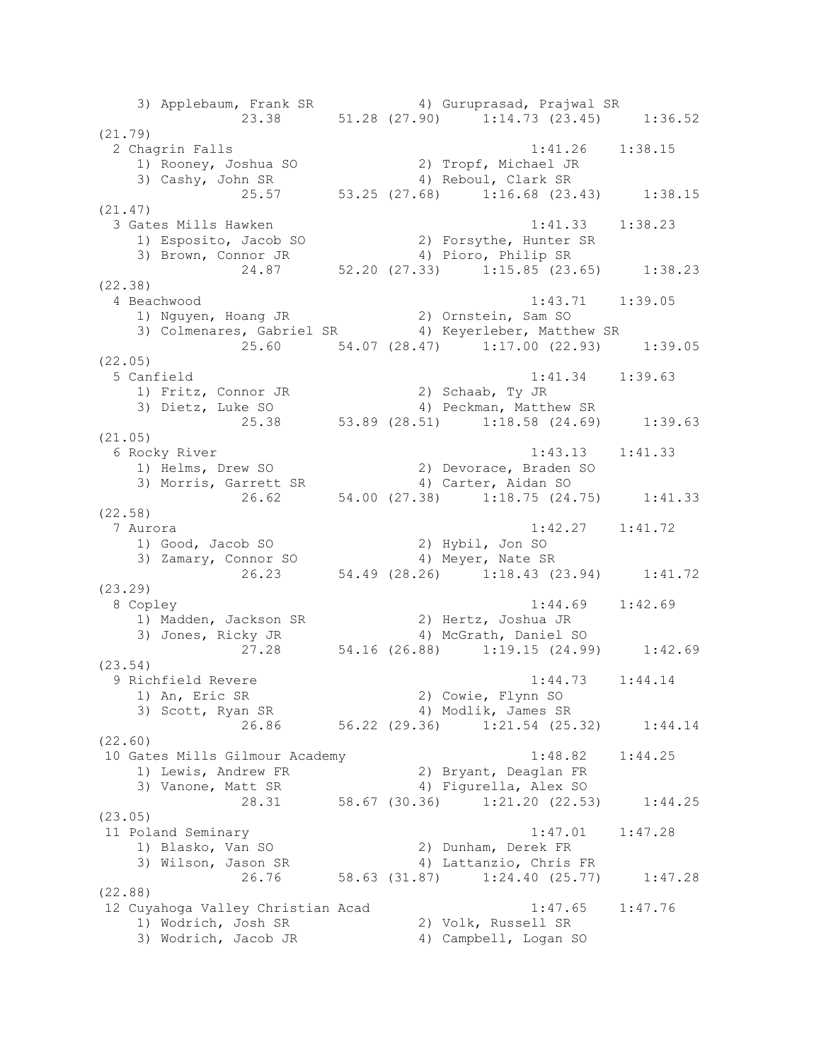```
    3) Applebaum, Frank SR            4) Guruprasad, Prajwal SR
              23.38      51.28 (27.90)     1:14.73 (23.45)     1:36.52
(21.79)
  2 Chagrin Falls                                   1:41.26    1:38.15
    1) Rooney, Joshua SO              2) Tropf, Michael JR
    3) Cashy, John SR                 4) Reboul, Clark SR
              25.57      53.25 (27.68)     1:16.68 (23.43)     1:38.15
(21.47)
  3 Gates Mills Hawken                              1:41.33    1:38.23
    1) Esposito, Jacob SO             2) Forsythe, Hunter SR
    3) Brown, Connor JR               4) Pioro, Philip SR
              24.87      52.20 (27.33)     1:15.85 (23.65)     1:38.23
(22.38)
  4 Beachwood                                       1:43.71    1:39.05
    1) Nguyen, Hoang JR               2) Ornstein, Sam SO
    3) Colmenares, Gabriel SR         4) Keyerleber, Matthew SR
              25.60      54.07 (28.47)     1:17.00 (22.93)     1:39.05
(22.05)
  5 Canfield                                        1:41.34    1:39.63
    1) Fritz, Connor JR               2) Schaab, Ty JR
    3) Dietz, Luke SO                 4) Peckman, Matthew SR
              25.38      53.89 (28.51)     1:18.58 (24.69)     1:39.63
(21.05)
  6 Rocky River                                     1:43.13    1:41.33
    1) Helms, Drew SO                 2) Devorace, Braden SO
    3) Morris, Garrett SR             4) Carter, Aidan SO
              26.62      54.00 (27.38)     1:18.75 (24.75)     1:41.33
(22.58)
  7 Aurora                                          1:42.27    1:41.72
    1) Good, Jacob SO                 2) Hybil, Jon SO
    3) Zamary, Connor SO              4) Meyer, Nate SR
              26.23      54.49 (28.26)     1:18.43 (23.94)     1:41.72
(23.29)
  8 Copley                                          1:44.69    1:42.69
    1) Madden, Jackson SR             2) Hertz, Joshua JR
    3) Jones, Ricky JR                4) McGrath, Daniel SO
              27.28      54.16 (26.88)     1:19.15 (24.99)     1:42.69
(23.54)
  9 Richfield Revere                                1:44.73    1:44.14
    1) An, Eric SR                    2) Cowie, Flynn SO
    3) Scott, Ryan SR                 4) Modlik, James SR
              26.86      56.22 (29.36)     1:21.54 (25.32)     1:44.14
(22.60)
 10 Gates Mills Gilmour Academy                     1:48.82    1:44.25
    1) Lewis, Andrew FR               2) Bryant, Deaglan FR
    3) Vanone, Matt SR                4) Figurella, Alex SO
              28.31      58.67 (30.36)     1:21.20 (22.53)     1:44.25
(23.05)
 11 Poland Seminary                                 1:47.01    1:47.28
    1) Blasko, Van SO                 2) Dunham, Derek FR
    3) Wilson, Jason SR               4) Lattanzio, Chris FR
              26.76      58.63 (31.87)     1:24.40 (25.77)     1:47.28
(22.88)
 12 Cuyahoga Valley Christian Acad                  1:47.65    1:47.76
    1) Wodrich, Josh SR               2) Volk, Russell SR
    3) Wodrich, Jacob JR              4) Campbell, Logan SO
```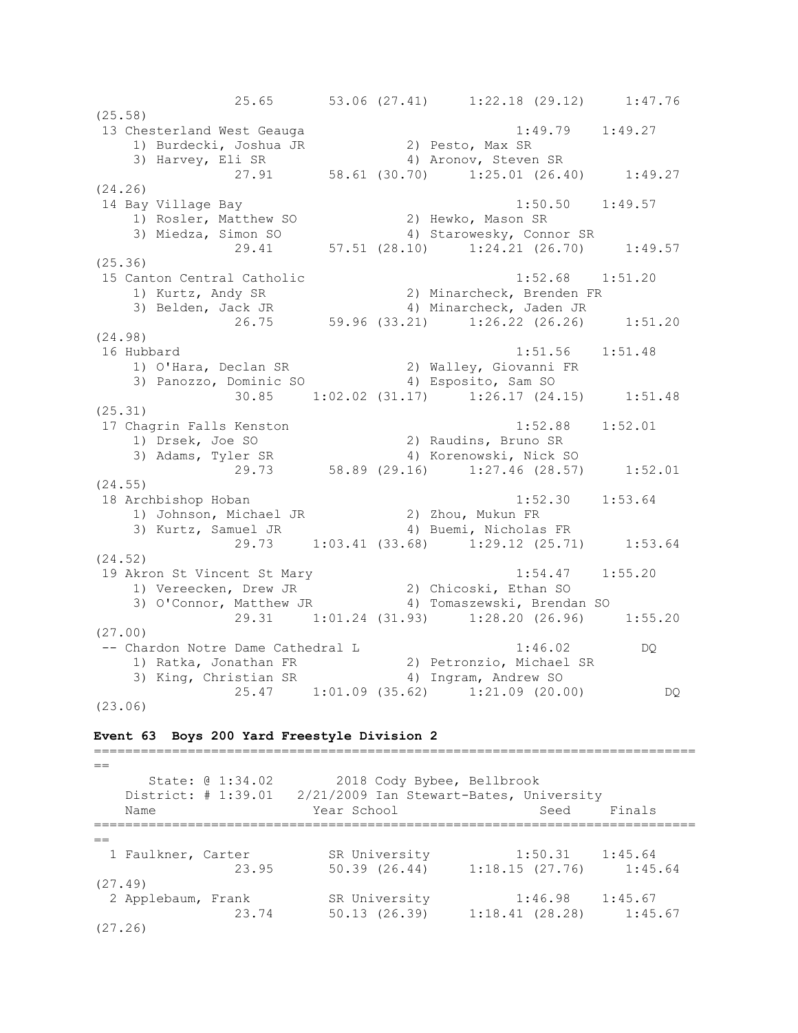```
              25.65       53.06 (27.41)     1:22.18 (29.12)     1:47.76
(25.58)
 13 Chesterland West Geauga                            1:49.79    1:49.27
    1) Burdecki, Joshua JR            2) Pesto, Max SR
    3) Harvey, Eli SR                 4) Aronov, Steven SR
              27.91       58.61 (30.70)     1:25.01 (26.40)     1:49.27
(24.26)
 14 Bay Village Bay                                    1:50.50    1:49.57
    1) Rosler, Matthew SO             2) Hewko, Mason SR
    3) Miedza, Simon SO               4) Starowesky, Connor SR
              29.41       57.51 (28.10)     1:24.21 (26.70)     1:49.57
(25.36)
 15 Canton Central Catholic                            1:52.68    1:51.20
    1) Kurtz, Andy SR                 2) Minarcheck, Brenden FR
    3) Belden, Jack JR                4) Minarcheck, Jaden JR
              26.75       59.96 (33.21)     1:26.22 (26.26)     1:51.20
(24.98)
 16 Hubbard                                            1:51.56    1:51.48
    1) O'Hara, Declan SR              2) Walley, Giovanni FR
    3) Panozzo, Dominic SO            4) Esposito, Sam SO
              30.85     1:02.02 (31.17)     1:26.17 (24.15)     1:51.48
(25.31)
 17 Chagrin Falls Kenston                              1:52.88    1:52.01
    1) Drsek, Joe SO                  2) Raudins, Bruno SR
    3) Adams, Tyler SR                4) Korenowski, Nick SO
              29.73       58.89 (29.16)     1:27.46 (28.57)     1:52.01
(24.55)
 18 Archbishop Hoban                                   1:52.30    1:53.64
    1) Johnson, Michael JR            2) Zhou, Mukun FR
    3) Kurtz, Samuel JR               4) Buemi, Nicholas FR
              29.73     1:03.41 (33.68)     1:29.12 (25.71)     1:53.64
(24.52)
 19 Akron St Vincent St Mary                           1:54.47    1:55.20
    1) Vereecken, Drew JR             2) Chicoski, Ethan SO
    3) O'Connor, Matthew JR           4) Tomaszewski, Brendan SO
              29.31     1:01.24 (31.93)     1:28.20 (26.96)     1:55.20
(27.00)
 -- Chardon Notre Dame Cathedral L                     1:46.02         DQ
    1) Ratka, Jonathan FR             2) Petronzio, Michael SR
    3) King, Christian SR             4) Ingram, Andrew SO
              25.47     1:01.09 (35.62)     1:21.09 (20.00)          DQ
(23.06)
```

**Event 63  Boys 200 Yard Freestyle Division 2**

```
===============================================================================
==
      State: @ 1:34.02       2018 Cody Bybee, Bellbrook
   District: # 1:39.01   2/21/2009 Ian Stewart-Bates, University
    Name                    Year School                   Seed     Finals
===============================================================================
==
  1 Faulkner, Carter         SR University            1:50.31    1:45.64
              23.95       50.39 (26.44)     1:18.15 (27.76)     1:45.64
(27.49)
  2 Applebaum, Frank         SR University            1:46.98    1:45.67
              23.74       50.13 (26.39)     1:18.41 (28.28)     1:45.67
(27.26)
```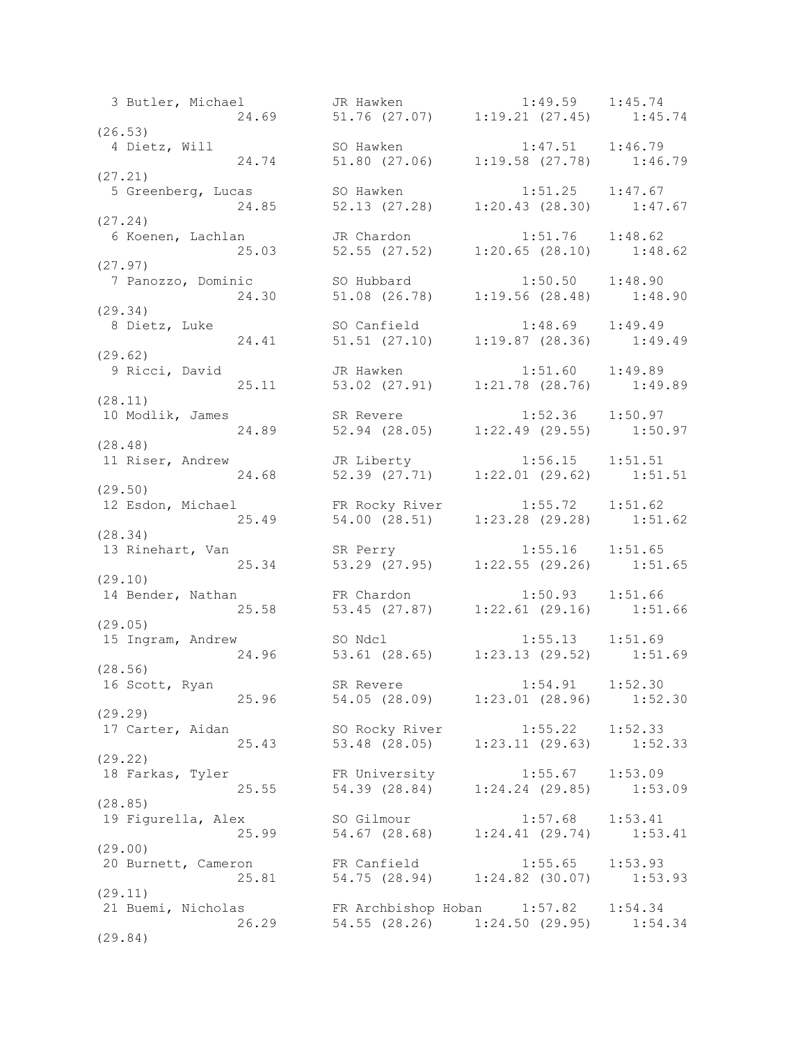```
  3 Butler, Michael         JR Hawken               1:49.59    1:45.74 
                  24.69     51.76 (27.07)     1:19.21 (27.45)     1:45.74 
(26.53)
  4 Dietz, Will             SO Hawken               1:47.51    1:46.79 
                  24.74     51.80 (27.06)     1:19.58 (27.78)     1:46.79 
(27.21)
  5 Greenberg, Lucas        SO Hawken               1:51.25    1:47.67 
                  24.85     52.13 (27.28)     1:20.43 (28.30)     1:47.67 
(27.24)
  6 Koenen, Lachlan         JR Chardon              1:51.76    1:48.62 
                  25.03     52.55 (27.52)     1:20.65 (28.10)     1:48.62 
(27.97)
  7 Panozzo, Dominic        SO Hubbard              1:50.50    1:48.90 
                  24.30     51.08 (26.78)     1:19.56 (28.48)     1:48.90 
(29.34)
  8 Dietz, Luke             SO Canfield             1:48.69    1:49.49 
                  24.41     51.51 (27.10)     1:19.87 (28.36)     1:49.49 
(29.62)
  9 Ricci, David            JR Hawken               1:51.60    1:49.89 
                  25.11     53.02 (27.91)     1:21.78 (28.76)     1:49.89 
(28.11)
 10 Modlik, James           SR Revere               1:52.36    1:50.97 
                  24.89     52.94 (28.05)     1:22.49 (29.55)     1:50.97 
(28.48)
 11 Riser, Andrew           JR Liberty              1:56.15    1:51.51 
                  24.68     52.39 (27.71)     1:22.01 (29.62)     1:51.51 
(29.50)
 12 Esdon, Michael          FR Rocky River          1:55.72    1:51.62 
                  25.49     54.00 (28.51)     1:23.28 (29.28)     1:51.62 
(28.34)
 13 Rinehart, Van           SR Perry                1:55.16    1:51.65 
                  25.34     53.29 (27.95)     1:22.55 (29.26)     1:51.65 
(29.10)
 14 Bender, Nathan          FR Chardon              1:50.93    1:51.66 
                  25.58     53.45 (27.87)     1:22.61 (29.16)     1:51.66 
(29.05)
 15 Ingram, Andrew          SO Ndcl                 1:55.13    1:51.69 
                  24.96     53.61 (28.65)     1:23.13 (29.52)     1:51.69 
(28.56)
 16 Scott, Ryan             SR Revere               1:54.91    1:52.30 
                  25.96     54.05 (28.09)     1:23.01 (28.96)     1:52.30 
(29.29)
 17 Carter, Aidan           SO Rocky River          1:55.22    1:52.33 
                  25.43     53.48 (28.05)     1:23.11 (29.63)     1:52.33 
(29.22)
 18 Farkas, Tyler           FR University           1:55.67    1:53.09 
                  25.55     54.39 (28.84)     1:24.24 (29.85)     1:53.09 
(28.85)
 19 Figurella, Alex         SO Gilmour              1:57.68    1:53.41 
                  25.99     54.67 (28.68)     1:24.41 (29.74)     1:53.41 
(29.00)
 20 Burnett, Cameron        FR Canfield             1:55.65    1:53.93 
                  25.81     54.75 (28.94)     1:24.82 (30.07)     1:53.93 
(29.11)
 21 Buemi, Nicholas         FR Archbishop Hoban     1:57.82    1:54.34 
                  26.29     54.55 (28.26)     1:24.50 (29.95)     1:54.34 
(29.84)
```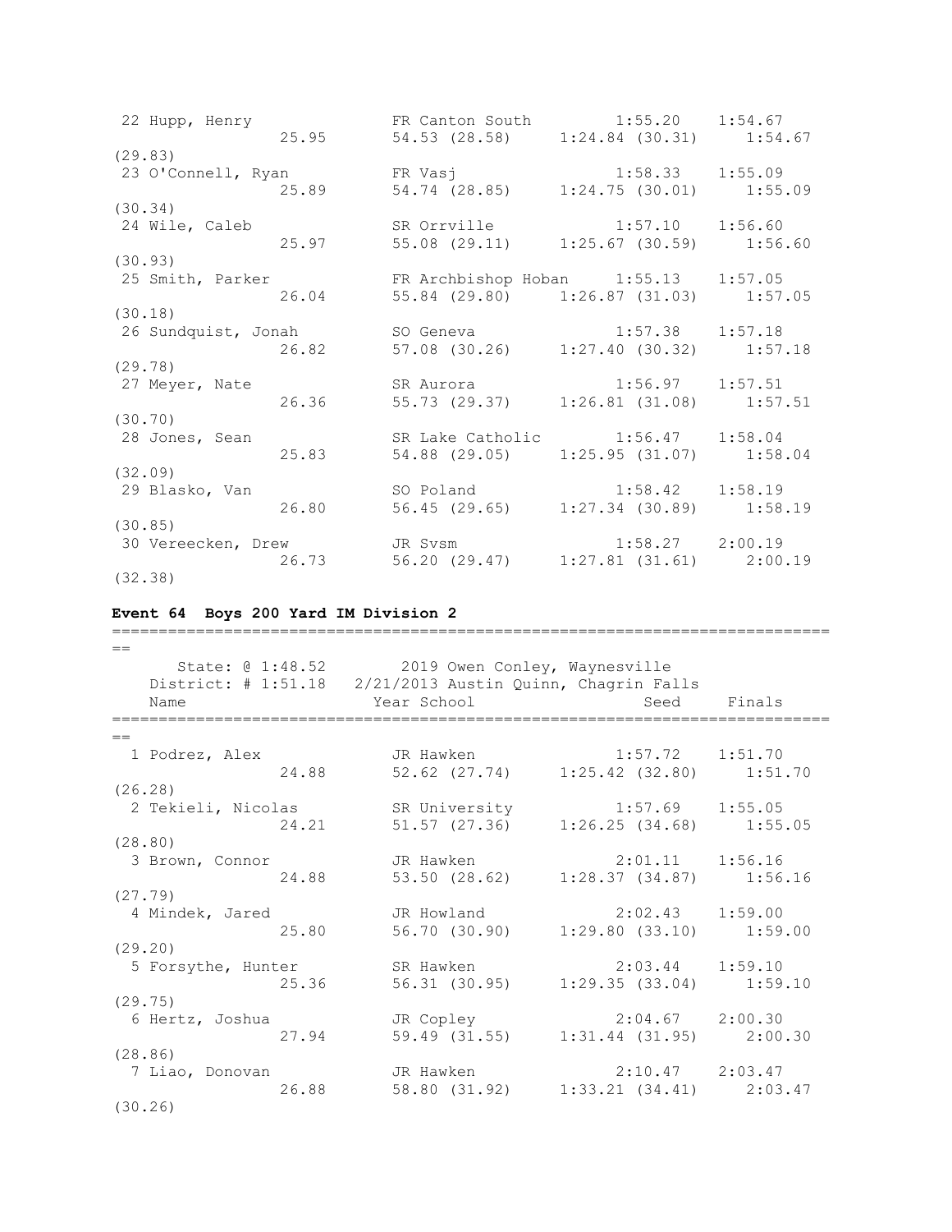```
 22 Hupp, Henry              FR Canton South         1:55.20    1:54.67 
                 25.95       54.53 (28.58)     1:24.84 (30.31)     1:54.67 
(29.83)
 23 O'Connell, Ryan          FR Vasj                 1:58.33    1:55.09 
                 25.89       54.74 (28.85)     1:24.75 (30.01)     1:55.09 
(30.34)
 24 Wile, Caleb              SR Orrville             1:57.10    1:56.60 
                 25.97       55.08 (29.11)     1:25.67 (30.59)     1:56.60 
(30.93)
 25 Smith, Parker            FR Archbishop Hoban     1:55.13    1:57.05 
                 26.04       55.84 (29.80)     1:26.87 (31.03)     1:57.05 
(30.18)
 26 Sundquist, Jonah         SO Geneva               1:57.38    1:57.18 
                 26.82       57.08 (30.26)     1:27.40 (30.32)     1:57.18 
(29.78)
 27 Meyer, Nate              SR Aurora               1:56.97    1:57.51 
                 26.36       55.73 (29.37)     1:26.81 (31.08)     1:57.51 
(30.70)
 28 Jones, Sean              SR Lake Catholic        1:56.47    1:58.04 
                 25.83       54.88 (29.05)     1:25.95 (31.07)     1:58.04 
(32.09)
 29 Blasko, Van              SO Poland               1:58.42    1:58.19 
                 26.80       56.45 (29.65)     1:27.34 (30.89)     1:58.19 
(30.85)
 30 Vereecken, Drew          JR Svsm                 1:58.27    2:00.19 
                 26.73       56.20 (29.47)     1:27.81 (31.61)     2:00.19 
(32.38)
```

**Event 64  Boys 200 Yard IM Division 2**

```
===============================================================================
==
      State: @ 1:48.52       2019 Owen Conley, Waynesville                     
   District: # 1:51.18   2/21/2013 Austin Quinn, Chagrin Falls                 
    Name                    Year School                  Seed     Finals       
===============================================================================
==
  1 Podrez, Alex             JR Hawken               1:57.72    1:51.70 
                 24.88       52.62 (27.74)     1:25.42 (32.80)     1:51.70 
(26.28)
  2 Tekieli, Nicolas         SR University           1:57.69    1:55.05 
                 24.21       51.57 (27.36)     1:26.25 (34.68)     1:55.05 
(28.80)
  3 Brown, Connor            JR Hawken               2:01.11    1:56.16 
                 24.88       53.50 (28.62)     1:28.37 (34.87)     1:56.16 
(27.79)
  4 Mindek, Jared            JR Howland              2:02.43    1:59.00 
                 25.80       56.70 (30.90)     1:29.80 (33.10)     1:59.00 
(29.20)
  5 Forsythe, Hunter         SR Hawken               2:03.44    1:59.10 
                 25.36       56.31 (30.95)     1:29.35 (33.04)     1:59.10 
(29.75)
  6 Hertz, Joshua            JR Copley               2:04.67    2:00.30 
                 27.94       59.49 (31.55)     1:31.44 (31.95)     2:00.30 
(28.86)
  7 Liao, Donovan            JR Hawken               2:10.47    2:03.47 
                 26.88       58.80 (31.92)     1:33.21 (34.41)     2:03.47 
(30.26)
```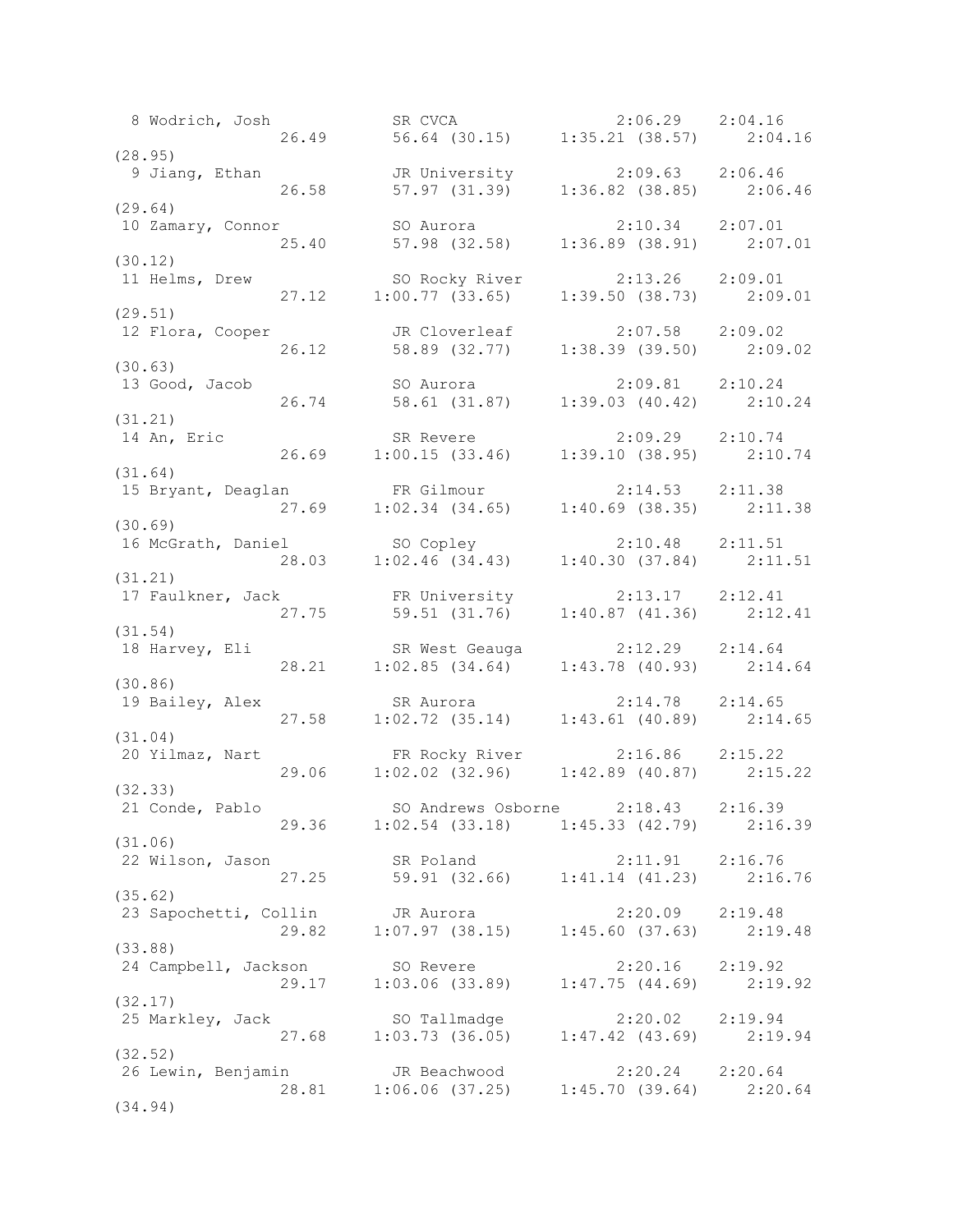```
  8 Wodrich, Josh           SR CVCA                  2:06.29    2:04.16 
                26.49      56.64 (30.15)     1:35.21 (38.57)     2:04.16 
(28.95)
  9 Jiang, Ethan            JR University            2:09.63    2:06.46 
                26.58      57.97 (31.39)     1:36.82 (38.85)     2:06.46 
(29.64)
 10 Zamary, Connor          SO Aurora                2:10.34    2:07.01 
                25.40      57.98 (32.58)     1:36.89 (38.91)     2:07.01 
(30.12)
 11 Helms, Drew             SO Rocky River           2:13.26    2:09.01 
                27.12    1:00.77 (33.65)     1:39.50 (38.73)     2:09.01 
(29.51)
 12 Flora, Cooper           JR Cloverleaf            2:07.58    2:09.02 
                26.12      58.89 (32.77)     1:38.39 (39.50)     2:09.02 
(30.63)
 13 Good, Jacob             SO Aurora                2:09.81    2:10.24 
                26.74      58.61 (31.87)     1:39.03 (40.42)     2:10.24 
(31.21)
 14 An, Eric                SR Revere                2:09.29    2:10.74 
                26.69    1:00.15 (33.46)     1:39.10 (38.95)     2:10.74 
(31.64)
 15 Bryant, Deaglan         FR Gilmour               2:14.53    2:11.38 
                27.69    1:02.34 (34.65)     1:40.69 (38.35)     2:11.38 
(30.69)
 16 McGrath, Daniel         SO Copley                2:10.48    2:11.51 
                28.03    1:02.46 (34.43)     1:40.30 (37.84)     2:11.51 
(31.21)
 17 Faulkner, Jack          FR University            2:13.17    2:12.41 
                27.75      59.51 (31.76)     1:40.87 (41.36)     2:12.41 
(31.54)
 18 Harvey, Eli             SR West Geauga           2:12.29    2:14.64 
                28.21    1:02.85 (34.64)     1:43.78 (40.93)     2:14.64 
(30.86)
 19 Bailey, Alex            SR Aurora                2:14.78    2:14.65 
                27.58    1:02.72 (35.14)     1:43.61 (40.89)     2:14.65 
(31.04)
 20 Yilmaz, Nart            FR Rocky River           2:16.86    2:15.22 
                29.06    1:02.02 (32.96)     1:42.89 (40.87)     2:15.22 
(32.33)
 21 Conde, Pablo            SO Andrews Osborne       2:18.43    2:16.39 
                29.36    1:02.54 (33.18)     1:45.33 (42.79)     2:16.39 
(31.06)
 22 Wilson, Jason           SR Poland                2:11.91    2:16.76 
                27.25      59.91 (32.66)     1:41.14 (41.23)     2:16.76 
(35.62)
 23 Sapochetti, Collin      JR Aurora                2:20.09    2:19.48 
                29.82    1:07.97 (38.15)     1:45.60 (37.63)     2:19.48 
(33.88)
 24 Campbell, Jackson       SO Revere                2:20.16    2:19.92 
                29.17    1:03.06 (33.89)     1:47.75 (44.69)     2:19.92 
(32.17)
 25 Markley, Jack           SO Tallmadge             2:20.02    2:19.94 
                27.68    1:03.73 (36.05)     1:47.42 (43.69)     2:19.94 
(32.52)
 26 Lewin, Benjamin         JR Beachwood             2:20.24    2:20.64 
                28.81    1:06.06 (37.25)     1:45.70 (39.64)     2:20.64 
(34.94)
```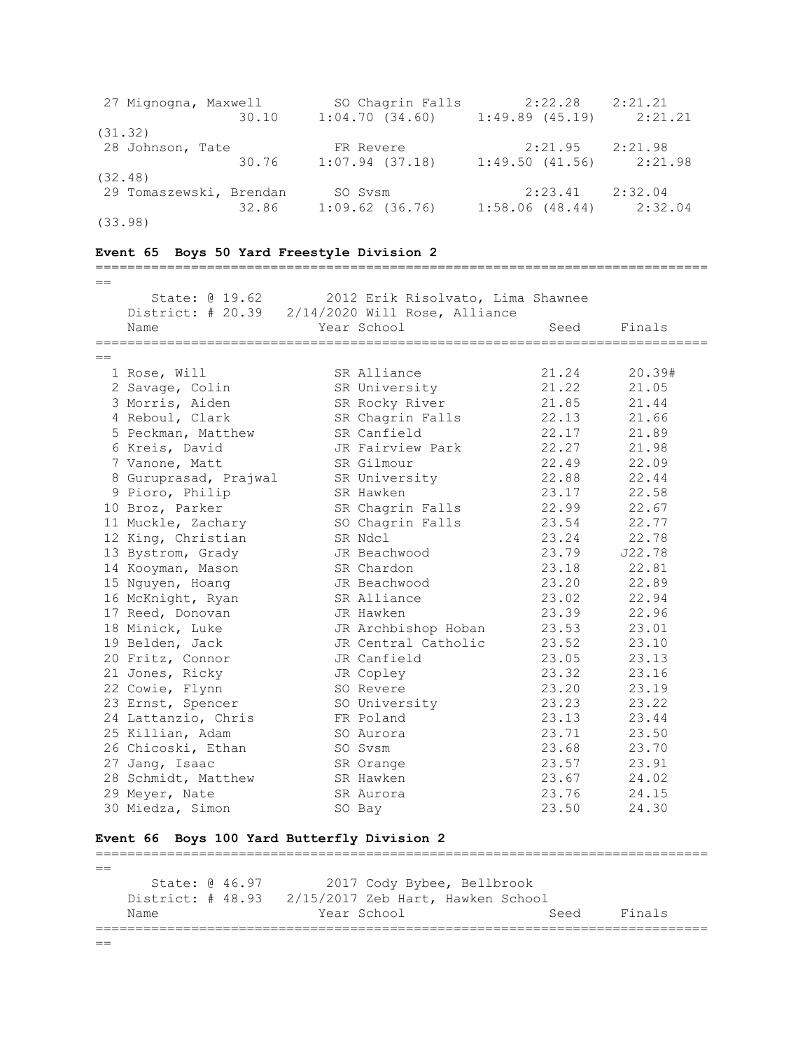| Place | Name | Year | School | Seed | Finals |
|---|---|---|---|---|---|
| 27 | Mignogna, Maxwell | SO | Chagrin Falls | 2:22.28 | 2:21.21 |
| | 30.10 | 1:04.70 (34.60) | 1:49.89 (45.19) | 2:21.21 (31.32) | |
| 28 | Johnson, Tate | FR | Revere | 2:21.95 | 2:21.98 |
| | 30.76 | 1:07.94 (37.18) | 1:49.50 (41.56) | 2:21.98 (32.48) | |
| 29 | Tomaszewski, Brendan | SO | Svsm | 2:23.41 | 2:32.04 |
| | 32.86 | 1:09.62 (36.76) | 1:58.06 (48.44) | 2:32.04 (33.98) | |

### Event 65 Boys 50 Yard Freestyle Division 2

State: @ 19.62 2012 Erik Risolvato, Lima Shawnee
District: # 20.39 2/14/2020 Will Rose, Alliance

| Place | Name | Year | School | Seed | Finals |
|---|---|---|---|---|---|
| 1 | Rose, Will | SR | Alliance | 21.24 | 20.39# |
| 2 | Savage, Colin | SR | University | 21.22 | 21.05 |
| 3 | Morris, Aiden | SR | Rocky River | 21.85 | 21.44 |
| 4 | Reboul, Clark | SR | Chagrin Falls | 22.13 | 21.66 |
| 5 | Peckman, Matthew | SR | Canfield | 22.17 | 21.89 |
| 6 | Kreis, David | JR | Fairview Park | 22.27 | 21.98 |
| 7 | Vanone, Matt | SR | Gilmour | 22.49 | 22.09 |
| 8 | Guruprasad, Prajwal | SR | University | 22.88 | 22.44 |
| 9 | Pioro, Philip | SR | Hawken | 23.17 | 22.58 |
| 10 | Broz, Parker | SR | Chagrin Falls | 22.99 | 22.67 |
| 11 | Muckle, Zachary | SO | Chagrin Falls | 23.54 | 22.77 |
| 12 | King, Christian | SR | Ndcl | 23.24 | 22.78 |
| 13 | Bystrom, Grady | JR | Beachwood | 23.79 | J22.78 |
| 14 | Kooyman, Mason | SR | Chardon | 23.18 | 22.81 |
| 15 | Nguyen, Hoang | JR | Beachwood | 23.20 | 22.89 |
| 16 | McKnight, Ryan | SR | Alliance | 23.02 | 22.94 |
| 17 | Reed, Donovan | JR | Hawken | 23.39 | 22.96 |
| 18 | Minick, Luke | JR | Archbishop Hoban | 23.53 | 23.01 |
| 19 | Belden, Jack | JR | Central Catholic | 23.52 | 23.10 |
| 20 | Fritz, Connor | JR | Canfield | 23.05 | 23.13 |
| 21 | Jones, Ricky | JR | Copley | 23.32 | 23.16 |
| 22 | Cowie, Flynn | SO | Revere | 23.20 | 23.19 |
| 23 | Ernst, Spencer | SO | University | 23.23 | 23.22 |
| 24 | Lattanzio, Chris | FR | Poland | 23.13 | 23.44 |
| 25 | Killian, Adam | SO | Aurora | 23.71 | 23.50 |
| 26 | Chicoski, Ethan | SO | Svsm | 23.68 | 23.70 |
| 27 | Jang, Isaac | SR | Orange | 23.57 | 23.91 |
| 28 | Schmidt, Matthew | SR | Hawken | 23.67 | 24.02 |
| 29 | Meyer, Nate | SR | Aurora | 23.76 | 24.15 |
| 30 | Miedza, Simon | SO | Bay | 23.50 | 24.30 |

### Event 66 Boys 100 Yard Butterfly Division 2

State: @ 46.97 2017 Cody Bybee, Bellbrook
District: # 48.93 2/15/2017 Zeb Hart, Hawken School

| Name | Year | School | Seed | Finals |
|---|---|---|---|---|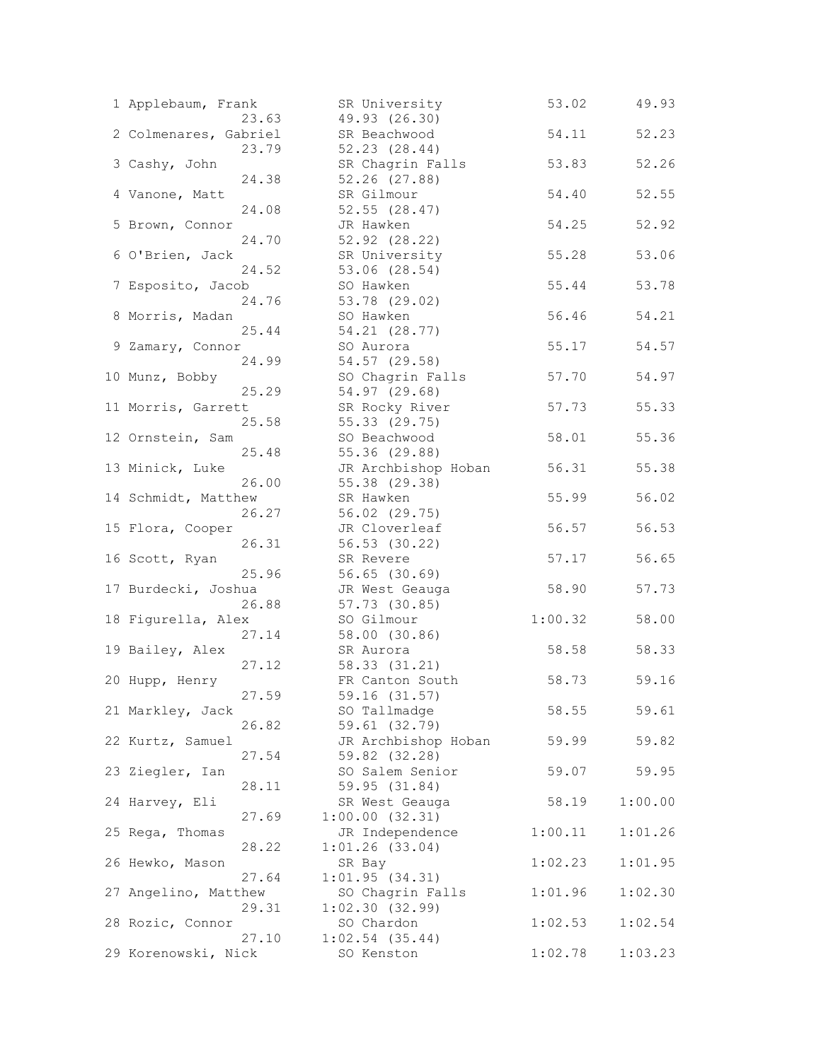```
  1 Applebaum, Frank         SR University             53.02      49.93  
                    23.63         49.93 (26.30)
  2 Colmenares, Gabriel      SR Beachwood              54.11      52.23  
                    23.79         52.23 (28.44)
  3 Cashy, John              SR Chagrin Falls          53.83      52.26  
                    24.38         52.26 (27.88)
  4 Vanone, Matt             SR Gilmour                54.40      52.55  
                    24.08         52.55 (28.47)
  5 Brown, Connor            JR Hawken                 54.25      52.92  
                    24.70         52.92 (28.22)
  6 O'Brien, Jack            SR University             55.28      53.06  
                    24.52         53.06 (28.54)
  7 Esposito, Jacob          SO Hawken                 55.44      53.78  
                    24.76         53.78 (29.02)
  8 Morris, Madan            SO Hawken                 56.46      54.21  
                    25.44         54.21 (28.77)
  9 Zamary, Connor           SO Aurora                 55.17      54.57  
                    24.99         54.57 (29.58)
 10 Munz, Bobby              SO Chagrin Falls          57.70      54.97  
                    25.29         54.97 (29.68)
 11 Morris, Garrett          SR Rocky River            57.73      55.33  
                    25.58         55.33 (29.75)
 12 Ornstein, Sam            SO Beachwood              58.01      55.36  
                    25.48         55.36 (29.88)
 13 Minick, Luke             JR Archbishop Hoban       56.31      55.38  
                    26.00         55.38 (29.38)
 14 Schmidt, Matthew         SR Hawken                 55.99      56.02  
                    26.27         56.02 (29.75)
 15 Flora, Cooper            JR Cloverleaf             56.57      56.53  
                    26.31         56.53 (30.22)
 16 Scott, Ryan              SR Revere                 57.17      56.65  
                    25.96         56.65 (30.69)
 17 Burdecki, Joshua         JR West Geauga            58.90      57.73  
                    26.88         57.73 (30.85)
 18 Figurella, Alex          SO Gilmour              1:00.32      58.00  
                    27.14         58.00 (30.86)
 19 Bailey, Alex             SR Aurora                 58.58      58.33  
                    27.12         58.33 (31.21)
 20 Hupp, Henry              FR Canton South           58.73      59.16  
                    27.59         59.16 (31.57)
 21 Markley, Jack            SO Tallmadge              58.55      59.61  
                    26.82         59.61 (32.79)
 22 Kurtz, Samuel            JR Archbishop Hoban       59.99      59.82  
                    27.54         59.82 (32.28)
 23 Ziegler, Ian             SO Salem Senior           59.07      59.95  
                    28.11         59.95 (31.84)
 24 Harvey, Eli              SR West Geauga            58.19    1:00.00  
                    27.69       1:00.00 (32.31)
 25 Rega, Thomas             JR Independence         1:00.11    1:01.26  
                    28.22       1:01.26 (33.04)
 26 Hewko, Mason             SR Bay                  1:02.23    1:01.95  
                    27.64       1:01.95 (34.31)
 27 Angelino, Matthew        SO Chagrin Falls        1:01.96    1:02.30  
                    29.31       1:02.30 (32.99)
 28 Rozic, Connor            SO Chardon              1:02.53    1:02.54  
                    27.10       1:02.54 (35.44)
 29 Korenowski, Nick         SO Kenston              1:02.78    1:03.23  
```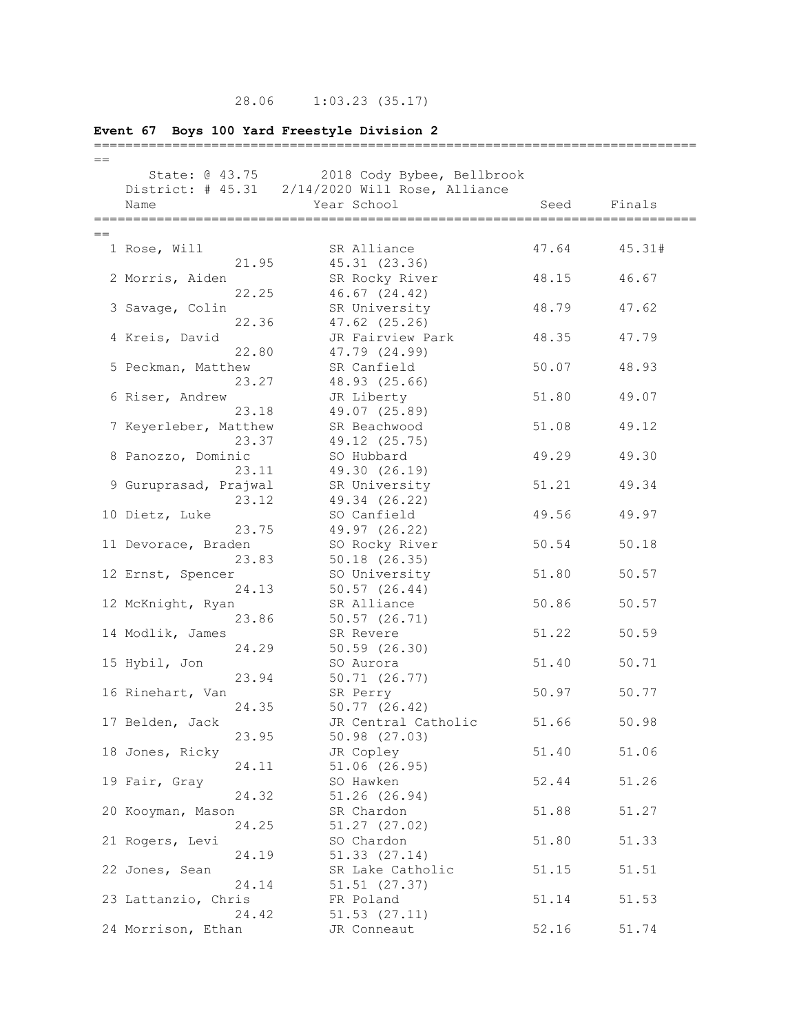28.06     1:03.23 (35.17)

**Event 67  Boys 100 Yard Freestyle Division 2**

State: @ 43.75     2018 Cody Bybee, Bellbrook
District: # 45.31     2/14/2020 Will Rose, Alliance

| | Name | Year | School | Seed | Finals | Splits |
|---|---|---|---|---|---|---|
| 1 | Rose, Will | SR | Alliance | 47.64 | 45.31# | 21.95, 45.31 (23.36) |
| 2 | Morris, Aiden | SR | Rocky River | 48.15 | 46.67 | 22.25, 46.67 (24.42) |
| 3 | Savage, Colin | SR | University | 48.79 | 47.62 | 22.36, 47.62 (25.26) |
| 4 | Kreis, David | JR | Fairview Park | 48.35 | 47.79 | 22.80, 47.79 (24.99) |
| 5 | Peckman, Matthew | SR | Canfield | 50.07 | 48.93 | 23.27, 48.93 (25.66) |
| 6 | Riser, Andrew | JR | Liberty | 51.80 | 49.07 | 23.18, 49.07 (25.89) |
| 7 | Keyerleber, Matthew | SR | Beachwood | 51.08 | 49.12 | 23.37, 49.12 (25.75) |
| 8 | Panozzo, Dominic | SO | Hubbard | 49.29 | 49.30 | 23.11, 49.30 (26.19) |
| 9 | Guruprasad, Prajwal | SR | University | 51.21 | 49.34 | 23.12, 49.34 (26.22) |
| 10 | Dietz, Luke | SO | Canfield | 49.56 | 49.97 | 23.75, 49.97 (26.22) |
| 11 | Devorace, Braden | SO | Rocky River | 50.54 | 50.18 | 23.83, 50.18 (26.35) |
| 12 | Ernst, Spencer | SO | University | 51.80 | 50.57 | 24.13, 50.57 (26.44) |
| 12 | McKnight, Ryan | SR | Alliance | 50.86 | 50.57 | 23.86, 50.57 (26.71) |
| 14 | Modlik, James | SR | Revere | 51.22 | 50.59 | 24.29, 50.59 (26.30) |
| 15 | Hybil, Jon | SO | Aurora | 51.40 | 50.71 | 23.94, 50.71 (26.77) |
| 16 | Rinehart, Van | SR | Perry | 50.97 | 50.77 | 24.35, 50.77 (26.42) |
| 17 | Belden, Jack | JR | Central Catholic | 51.66 | 50.98 | 23.95, 50.98 (27.03) |
| 18 | Jones, Ricky | JR | Copley | 51.40 | 51.06 | 24.11, 51.06 (26.95) |
| 19 | Fair, Gray | SO | Hawken | 52.44 | 51.26 | 24.32, 51.26 (26.94) |
| 20 | Kooyman, Mason | SR | Chardon | 51.88 | 51.27 | 24.25, 51.27 (27.02) |
| 21 | Rogers, Levi | SO | Chardon | 51.80 | 51.33 | 24.19, 51.33 (27.14) |
| 22 | Jones, Sean | SR | Lake Catholic | 51.15 | 51.51 | 24.14, 51.51 (27.37) |
| 23 | Lattanzio, Chris | FR | Poland | 51.14 | 51.53 | 24.42, 51.53 (27.11) |
| 24 | Morrison, Ethan | JR | Conneaut | 52.16 | 51.74 | |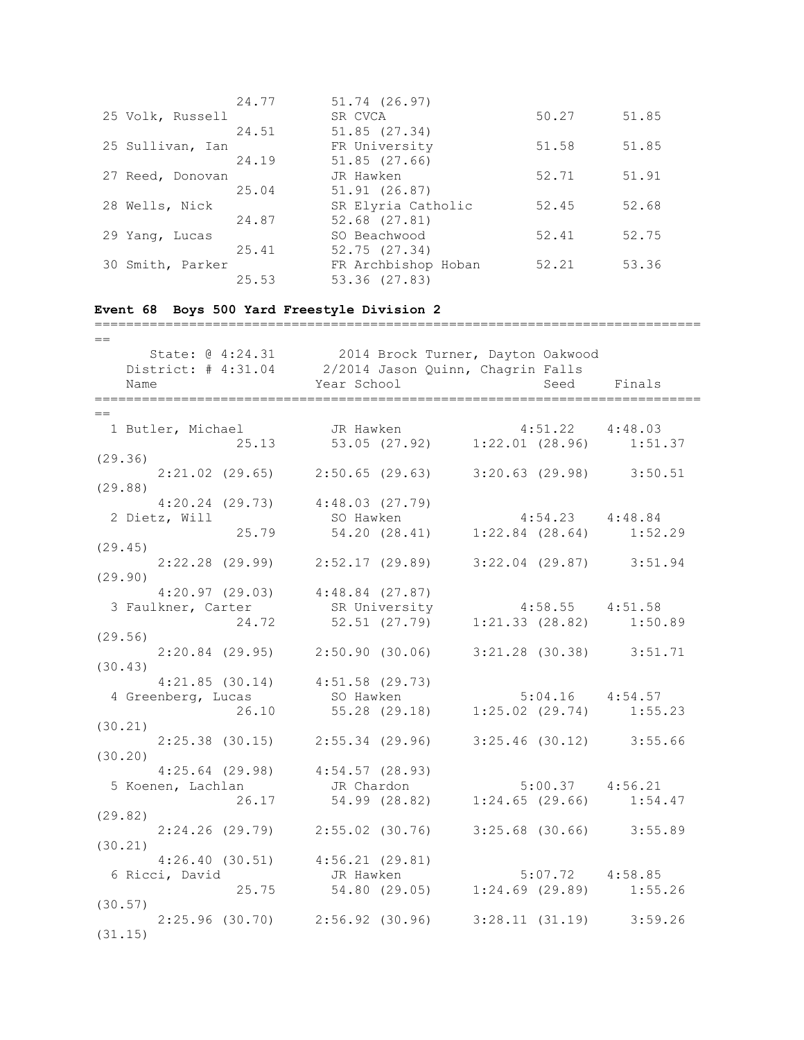```
                 24.77       51.74 (26.97)
 25 Volk, Russell            SR CVCA                    50.27      51.85
                 24.51       51.85 (27.34)
 25 Sullivan, Ian            FR University              51.58      51.85
                 24.19       51.85 (27.66)
 27 Reed, Donovan            JR Hawken                  52.71      51.91
                 25.04       51.91 (26.87)
 28 Wells, Nick              SR Elyria Catholic         52.45      52.68
                 24.87       52.68 (27.81)
 29 Yang, Lucas              SO Beachwood               52.41      52.75
                 25.41       52.75 (27.34)
 30 Smith, Parker            FR Archbishop Hoban        52.21      53.36
                 25.53       53.36 (27.83)
```

**Event 68  Boys 500 Yard Freestyle Division 2**

```
===============================================================================
==
      State: @ 4:24.31        2014 Brock Turner, Dayton Oakwood
   District: # 4:31.04      2/2014 Jason Quinn, Chagrin Falls
   Name                     Year School                    Seed    Finals
===============================================================================
==
  1 Butler, Michael          JR Hawken                 4:51.22   4:48.03
                 25.13       53.05 (27.92)    1:22.01 (28.96)    1:51.37
(29.36)
       2:21.02 (29.65)     2:50.65 (29.63)    3:20.63 (29.98)    3:50.51
(29.88)
       4:20.24 (29.73)     4:48.03 (27.79)
  2 Dietz, Will              SO Hawken                 4:54.23   4:48.84
                 25.79       54.20 (28.41)    1:22.84 (28.64)    1:52.29
(29.45)
       2:22.28 (29.99)     2:52.17 (29.89)    3:22.04 (29.87)    3:51.94
(29.90)
       4:20.97 (29.03)     4:48.84 (27.87)
  3 Faulkner, Carter         SR University             4:58.55   4:51.58
                 24.72       52.51 (27.79)    1:21.33 (28.82)    1:50.89
(29.56)
       2:20.84 (29.95)     2:50.90 (30.06)    3:21.28 (30.38)    3:51.71
(30.43)
       4:21.85 (30.14)     4:51.58 (29.73)
  4 Greenberg, Lucas         SO Hawken                 5:04.16   4:54.57
                 26.10       55.28 (29.18)    1:25.02 (29.74)    1:55.23
(30.21)
       2:25.38 (30.15)     2:55.34 (29.96)    3:25.46 (30.12)    3:55.66
(30.20)
       4:25.64 (29.98)     4:54.57 (28.93)
  5 Koenen, Lachlan          JR Chardon                5:00.37   4:56.21
                 26.17       54.99 (28.82)    1:24.65 (29.66)    1:54.47
(29.82)
       2:24.26 (29.79)     2:55.02 (30.76)    3:25.68 (30.66)    3:55.89
(30.21)
       4:26.40 (30.51)     4:56.21 (29.81)
  6 Ricci, David             JR Hawken                 5:07.72   4:58.85
                 25.75       54.80 (29.05)    1:24.69 (29.89)    1:55.26
(30.57)
       2:25.96 (30.70)     2:56.92 (30.96)    3:28.11 (31.19)    3:59.26
(31.15)
```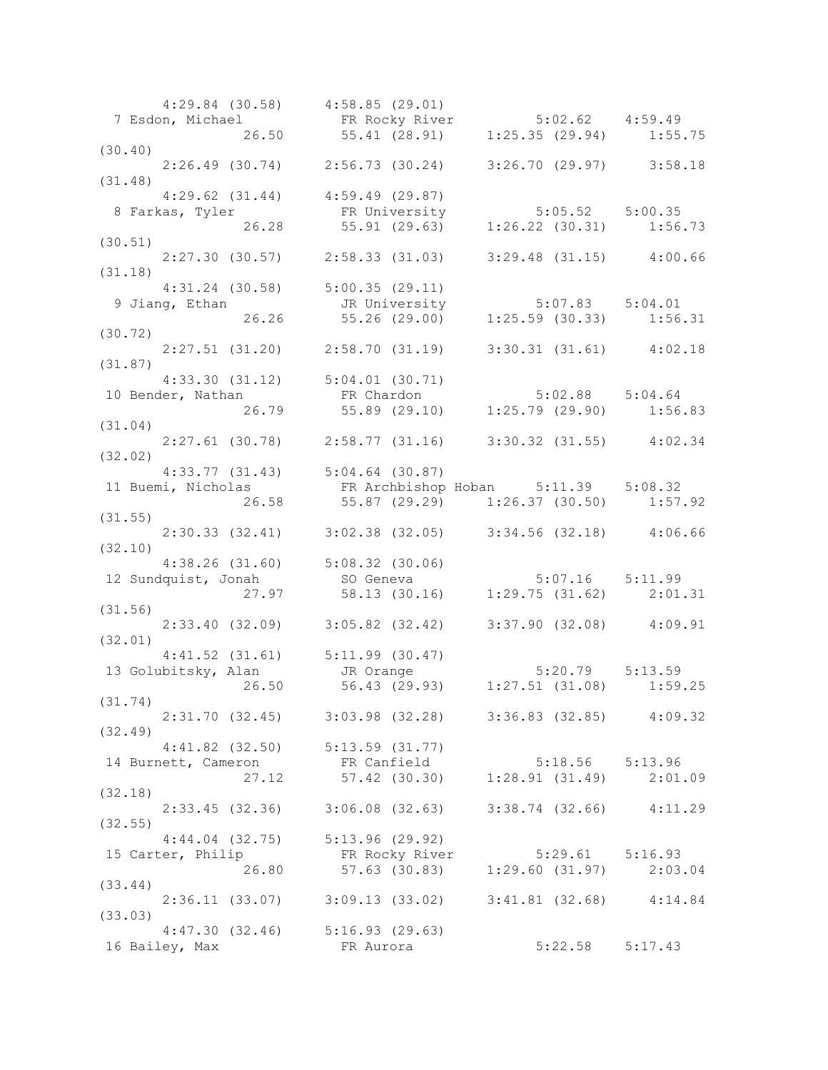```
      4:29.84 (30.58)    4:58.85 (29.01)
  7 Esdon, Michael         FR Rocky River          5:02.62    4:59.49
              26.50      55.41 (28.91)    1:25.35 (29.94)    1:55.75
(30.40)
      2:26.49 (30.74)    2:56.73 (30.24)    3:26.70 (29.97)    3:58.18
(31.48)
      4:29.62 (31.44)    4:59.49 (29.87)
  8 Farkas, Tyler          FR University           5:05.52    5:00.35
              26.28      55.91 (29.63)    1:26.22 (30.31)    1:56.73
(30.51)
      2:27.30 (30.57)    2:58.33 (31.03)    3:29.48 (31.15)    4:00.66
(31.18)
      4:31.24 (30.58)    5:00.35 (29.11)
  9 Jiang, Ethan           JR University           5:07.83    5:04.01
              26.26      55.26 (29.00)    1:25.59 (30.33)    1:56.31
(30.72)
      2:27.51 (31.20)    2:58.70 (31.19)    3:30.31 (31.61)    4:02.18
(31.87)
      4:33.30 (31.12)    5:04.01 (30.71)
 10 Bender, Nathan         FR Chardon              5:02.88    5:04.64
              26.79      55.89 (29.10)    1:25.79 (29.90)    1:56.83
(31.04)
      2:27.61 (30.78)    2:58.77 (31.16)    3:30.32 (31.55)    4:02.34
(32.02)
      4:33.77 (31.43)    5:04.64 (30.87)
 11 Buemi, Nicholas        FR Archbishop Hoban     5:11.39    5:08.32
              26.58      55.87 (29.29)    1:26.37 (30.50)    1:57.92
(31.55)
      2:30.33 (32.41)    3:02.38 (32.05)    3:34.56 (32.18)    4:06.66
(32.10)
      4:38.26 (31.60)    5:08.32 (30.06)
 12 Sundquist, Jonah       SO Geneva               5:07.16    5:11.99
              27.97      58.13 (30.16)    1:29.75 (31.62)    2:01.31
(31.56)
      2:33.40 (32.09)    3:05.82 (32.42)    3:37.90 (32.08)    4:09.91
(32.01)
      4:41.52 (31.61)    5:11.99 (30.47)
 13 Golubitsky, Alan       JR Orange               5:20.79    5:13.59
              26.50      56.43 (29.93)    1:27.51 (31.08)    1:59.25
(31.74)
      2:31.70 (32.45)    3:03.98 (32.28)    3:36.83 (32.85)    4:09.32
(32.49)
      4:41.82 (32.50)    5:13.59 (31.77)
 14 Burnett, Cameron       FR Canfield             5:18.56    5:13.96
              27.12      57.42 (30.30)    1:28.91 (31.49)    2:01.09
(32.18)
      2:33.45 (32.36)    3:06.08 (32.63)    3:38.74 (32.66)    4:11.29
(32.55)
      4:44.04 (32.75)    5:13.96 (29.92)
 15 Carter, Philip         FR Rocky River          5:29.61    5:16.93
              26.80      57.63 (30.83)    1:29.60 (31.97)    2:03.04
(33.44)
      2:36.11 (33.07)    3:09.13 (33.02)    3:41.81 (32.68)    4:14.84
(33.03)
      4:47.30 (32.46)    5:16.93 (29.63)
 16 Bailey, Max            FR Aurora               5:22.58    5:17.43
```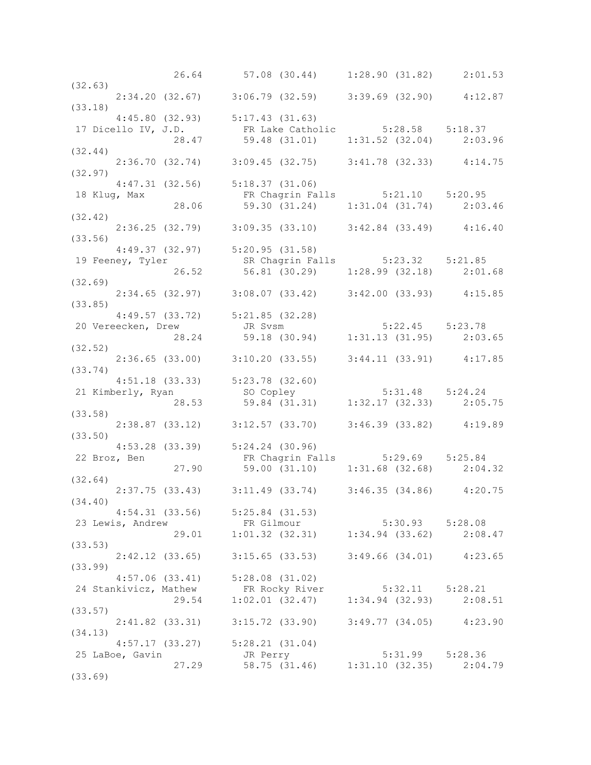```
               26.64      57.08 (30.44)     1:28.90 (31.82)     2:01.53
(32.63)
       2:34.20 (32.67)     3:06.79 (32.59)     3:39.69 (32.90)     4:12.87
(33.18)
       4:45.80 (32.93)     5:17.43 (31.63)
 17 Dicello IV, J.D.         FR Lake Catholic        5:28.58    5:18.37
               28.47      59.48 (31.01)     1:31.52 (32.04)     2:03.96
(32.44)
       2:36.70 (32.74)     3:09.45 (32.75)     3:41.78 (32.33)     4:14.75
(32.97)
       4:47.31 (32.56)     5:18.37 (31.06)
 18 Klug, Max                FR Chagrin Falls        5:21.10    5:20.95
               28.06      59.30 (31.24)     1:31.04 (31.74)     2:03.46
(32.42)
       2:36.25 (32.79)     3:09.35 (33.10)     3:42.84 (33.49)     4:16.40
(33.56)
       4:49.37 (32.97)     5:20.95 (31.58)
 19 Feeney, Tyler            SR Chagrin Falls        5:23.32    5:21.85
               26.52      56.81 (30.29)     1:28.99 (32.18)     2:01.68
(32.69)
       2:34.65 (32.97)     3:08.07 (33.42)     3:42.00 (33.93)     4:15.85
(33.85)
       4:49.57 (33.72)     5:21.85 (32.28)
 20 Vereecken, Drew          JR Svsm                 5:22.45    5:23.78
               28.24      59.18 (30.94)     1:31.13 (31.95)     2:03.65
(32.52)
       2:36.65 (33.00)     3:10.20 (33.55)     3:44.11 (33.91)     4:17.85
(33.74)
       4:51.18 (33.33)     5:23.78 (32.60)
 21 Kimberly, Ryan           SO Copley               5:31.48    5:24.24
               28.53      59.84 (31.31)     1:32.17 (32.33)     2:05.75
(33.58)
       2:38.87 (33.12)     3:12.57 (33.70)     3:46.39 (33.82)     4:19.89
(33.50)
       4:53.28 (33.39)     5:24.24 (30.96)
 22 Broz, Ben                FR Chagrin Falls        5:29.69    5:25.84
               27.90      59.00 (31.10)     1:31.68 (32.68)     2:04.32
(32.64)
       2:37.75 (33.43)     3:11.49 (33.74)     3:46.35 (34.86)     4:20.75
(34.40)
       4:54.31 (33.56)     5:25.84 (31.53)
 23 Lewis, Andrew            FR Gilmour              5:30.93    5:28.08
               29.01    1:01.32 (32.31)     1:34.94 (33.62)     2:08.47
(33.53)
       2:42.12 (33.65)     3:15.65 (33.53)     3:49.66 (34.01)     4:23.65
(33.99)
       4:57.06 (33.41)     5:28.08 (31.02)
 24 Stankivicz, Mathew       FR Rocky River          5:32.11    5:28.21
               29.54    1:02.01 (32.47)     1:34.94 (32.93)     2:08.51
(33.57)
       2:41.82 (33.31)     3:15.72 (33.90)     3:49.77 (34.05)     4:23.90
(34.13)
       4:57.17 (33.27)     5:28.21 (31.04)
 25 LaBoe, Gavin             JR Perry                5:31.99    5:28.36
               27.29      58.75 (31.46)     1:31.10 (32.35)     2:04.79
(33.69)
```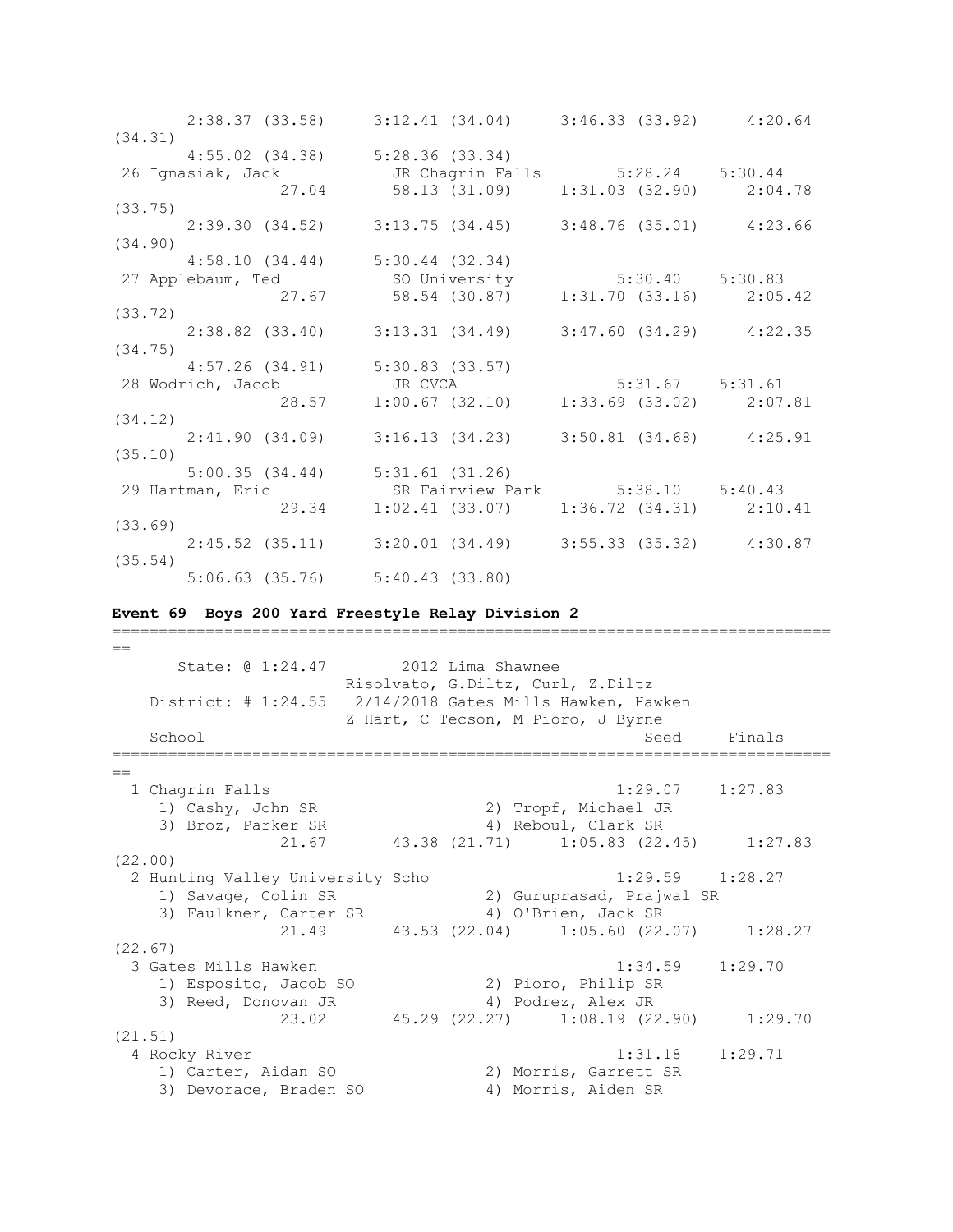```
       2:38.37 (33.58)     3:12.41 (34.04)     3:46.33 (33.92)     4:20.64 (34.31)
       4:55.02 (34.38)     5:28.36 (33.34)
 26 Ignasiak, Jack          JR Chagrin Falls        5:28.24    5:30.44 
               27.04       58.13 (31.09)     1:31.03 (32.90)     2:04.78 (33.75)
       2:39.30 (34.52)     3:13.75 (34.45)     3:48.76 (35.01)     4:23.66 (34.90)
       4:58.10 (34.44)     5:30.44 (32.34)
 27 Applebaum, Ted          SO University           5:30.40    5:30.83 
               27.67       58.54 (30.87)     1:31.70 (33.16)     2:05.42 (33.72)
       2:38.82 (33.40)     3:13.31 (34.49)     3:47.60 (34.29)     4:22.35 (34.75)
       4:57.26 (34.91)     5:30.83 (33.57)
 28 Wodrich, Jacob          JR CVCA                 5:31.67    5:31.61 
               28.57     1:00.67 (32.10)     1:33.69 (33.02)     2:07.81 (34.12)
       2:41.90 (34.09)     3:16.13 (34.23)     3:50.81 (34.68)     4:25.91 (35.10)
       5:00.35 (34.44)     5:31.61 (31.26)
 29 Hartman, Eric           SR Fairview Park        5:38.10    5:40.43 
               29.34     1:02.41 (33.07)     1:36.72 (34.31)     2:10.41 (33.69)
       2:45.52 (35.11)     3:20.01 (34.49)     3:55.33 (35.32)     4:30.87 (35.54)
       5:06.63 (35.76)     5:40.43 (33.80)
```

**Event 69  Boys 200 Yard Freestyle Relay Division 2**

```
===============================================================================
      State: @ 1:24.47        2012 Lima Shawnee
                         Risolvato, G.Diltz, Curl, Z.Diltz
   District: # 1:24.55   2/14/2018 Gates Mills Hawken, Hawken
                         Z Hart, C Tecson, M Pioro, J Byrne
   School                                                   Seed     Finals
===============================================================================
  1 Chagrin Falls                                        1:29.07    1:27.83 
     1) Cashy, John SR                 2) Tropf, Michael JR
     3) Broz, Parker SR                4) Reboul, Clark SR
               21.67       43.38 (21.71)     1:05.83 (22.45)     1:27.83 (22.00)
  2 Hunting Valley University Scho                       1:29.59    1:28.27 
     1) Savage, Colin SR               2) Guruprasad, Prajwal SR
     3) Faulkner, Carter SR            4) O'Brien, Jack SR
               21.49       43.53 (22.04)     1:05.60 (22.07)     1:28.27 (22.67)
  3 Gates Mills Hawken                                   1:34.59    1:29.70 
     1) Esposito, Jacob SO             2) Pioro, Philip SR
     3) Reed, Donovan JR               4) Podrez, Alex JR
               23.02       45.29 (22.27)     1:08.19 (22.90)     1:29.70 (21.51)
  4 Rocky River                                          1:31.18    1:29.71 
     1) Carter, Aidan SO               2) Morris, Garrett SR
     3) Devorace, Braden SO            4) Morris, Aiden SR
```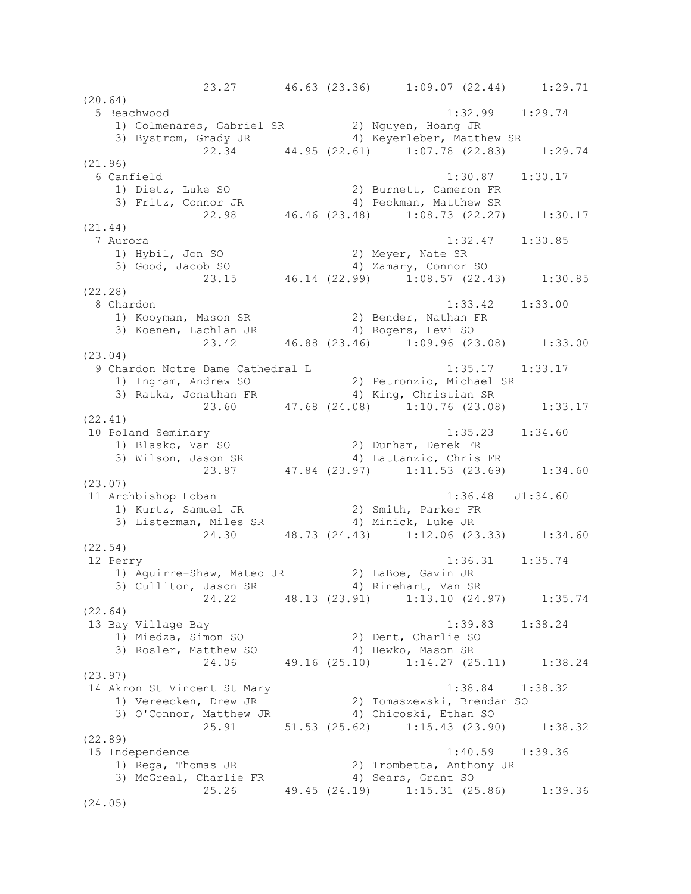```
               23.27      46.63 (23.36)     1:09.07 (22.44)     1:29.71
(20.64)
  5 Beachwood                                       1:32.99    1:29.74
     1) Colmenares, Gabriel SR          2) Nguyen, Hoang JR
     3) Bystrom, Grady JR               4) Keyerleber, Matthew SR
               22.34      44.95 (22.61)     1:07.78 (22.83)     1:29.74
(21.96)
  6 Canfield                                        1:30.87    1:30.17
     1) Dietz, Luke SO                  2) Burnett, Cameron FR
     3) Fritz, Connor JR                4) Peckman, Matthew SR
               22.98      46.46 (23.48)     1:08.73 (22.27)     1:30.17
(21.44)
  7 Aurora                                          1:32.47    1:30.85
     1) Hybil, Jon SO                   2) Meyer, Nate SR
     3) Good, Jacob SO                  4) Zamary, Connor SO
               23.15      46.14 (22.99)     1:08.57 (22.43)     1:30.85
(22.28)
  8 Chardon                                         1:33.42    1:33.00
     1) Kooyman, Mason SR               2) Bender, Nathan FR
     3) Koenen, Lachlan JR              4) Rogers, Levi SO
               23.42      46.88 (23.46)     1:09.96 (23.08)     1:33.00
(23.04)
  9 Chardon Notre Dame Cathedral L                  1:35.17    1:33.17
     1) Ingram, Andrew SO               2) Petronzio, Michael SR
     3) Ratka, Jonathan FR              4) King, Christian SR
               23.60      47.68 (24.08)     1:10.76 (23.08)     1:33.17
(22.41)
 10 Poland Seminary                                 1:35.23    1:34.60
     1) Blasko, Van SO                  2) Dunham, Derek FR
     3) Wilson, Jason SR                4) Lattanzio, Chris FR
               23.87      47.84 (23.97)     1:11.53 (23.69)     1:34.60
(23.07)
 11 Archbishop Hoban                                1:36.48   J1:34.60
     1) Kurtz, Samuel JR                2) Smith, Parker FR
     3) Listerman, Miles SR             4) Minick, Luke JR
               24.30      48.73 (24.43)     1:12.06 (23.33)     1:34.60
(22.54)
 12 Perry                                           1:36.31    1:35.74
     1) Aguirre-Shaw, Mateo JR          2) LaBoe, Gavin JR
     3) Culliton, Jason SR              4) Rinehart, Van SR
               24.22      48.13 (23.91)     1:13.10 (24.97)     1:35.74
(22.64)
 13 Bay Village Bay                                 1:39.83    1:38.24
     1) Miedza, Simon SO                2) Dent, Charlie SO
     3) Rosler, Matthew SO              4) Hewko, Mason SR
               24.06      49.16 (25.10)     1:14.27 (25.11)     1:38.24
(23.97)
 14 Akron St Vincent St Mary                        1:38.84    1:38.32
     1) Vereecken, Drew JR              2) Tomaszewski, Brendan SO
     3) O'Connor, Matthew JR            4) Chicoski, Ethan SO
               25.91      51.53 (25.62)     1:15.43 (23.90)     1:38.32
(22.89)
 15 Independence                                    1:40.59    1:39.36
     1) Rega, Thomas JR                 2) Trombetta, Anthony JR
     3) McGreal, Charlie FR             4) Sears, Grant SO
               25.26      49.45 (24.19)     1:15.31 (25.86)     1:39.36
(24.05)
```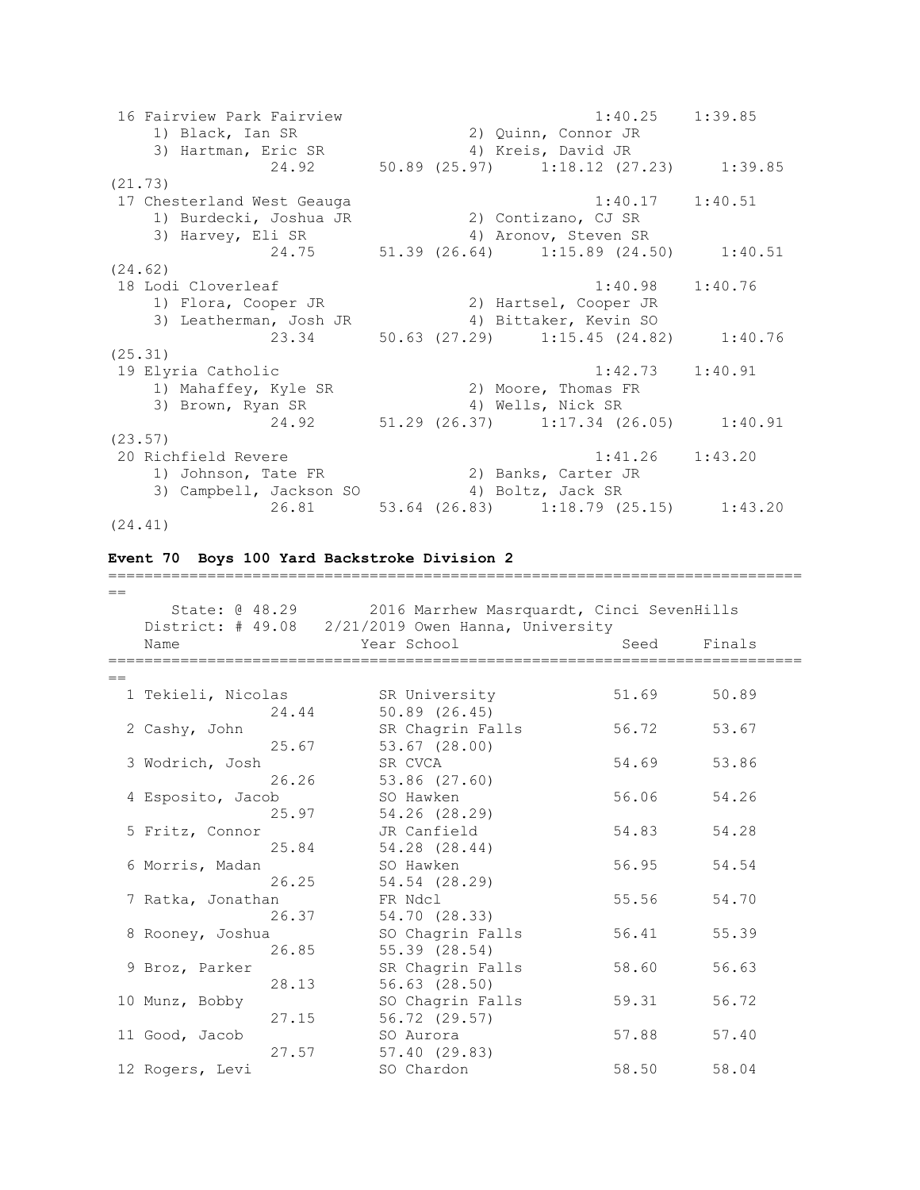```
 16 Fairview Park Fairview                              1:40.25    1:39.85
     1) Black, Ian SR                  2) Quinn, Connor JR
     3) Hartman, Eric SR               4) Kreis, David JR
               24.92       50.89 (25.97)     1:18.12 (27.23)     1:39.85
(21.73)
 17 Chesterland West Geauga                             1:40.17    1:40.51
     1) Burdecki, Joshua JR            2) Contizano, CJ SR
     3) Harvey, Eli SR                 4) Aronov, Steven SR
               24.75       51.39 (26.64)     1:15.89 (24.50)     1:40.51
(24.62)
 18 Lodi Cloverleaf                                     1:40.98    1:40.76
     1) Flora, Cooper JR               2) Hartsel, Cooper JR
     3) Leatherman, Josh JR            4) Bittaker, Kevin SO
               23.34       50.63 (27.29)     1:15.45 (24.82)     1:40.76
(25.31)
 19 Elyria Catholic                                     1:42.73    1:40.91
     1) Mahaffey, Kyle SR              2) Moore, Thomas FR
     3) Brown, Ryan SR                 4) Wells, Nick SR
               24.92       51.29 (26.37)     1:17.34 (26.05)     1:40.91
(23.57)
 20 Richfield Revere                                    1:41.26    1:43.20
     1) Johnson, Tate FR               2) Banks, Carter JR
     3) Campbell, Jackson SO           4) Boltz, Jack SR
               26.81       53.64 (26.83)     1:18.79 (25.15)     1:43.20
(24.41)
```

**Event 70  Boys 100 Yard Backstroke Division 2**

```
===============================================================================
==
      State: @ 48.29       2016 Marrhew Masrquardt, Cinci SevenHills
   District: # 49.08   2/21/2019 Owen Hanna, University
    Name                    Year School                 Seed     Finals
===============================================================================
==
  1 Tekieli, Nicolas         SR University             51.69      50.89
                24.44        50.89 (26.45)
  2 Cashy, John              SR Chagrin Falls          56.72      53.67
                25.67        53.67 (28.00)
  3 Wodrich, Josh            SR CVCA                   54.69      53.86
                26.26        53.86 (27.60)
  4 Esposito, Jacob          SO Hawken                 56.06      54.26
                25.97        54.26 (28.29)
  5 Fritz, Connor            JR Canfield               54.83      54.28
                25.84        54.28 (28.44)
  6 Morris, Madan            SO Hawken                 56.95      54.54
                26.25        54.54 (28.29)
  7 Ratka, Jonathan          FR Ndcl                   55.56      54.70
                26.37        54.70 (28.33)
  8 Rooney, Joshua           SO Chagrin Falls          56.41      55.39
                26.85        55.39 (28.54)
  9 Broz, Parker             SR Chagrin Falls          58.60      56.63
                28.13        56.63 (28.50)
 10 Munz, Bobby              SO Chagrin Falls          59.31      56.72
                27.15        56.72 (29.57)
 11 Good, Jacob              SO Aurora                 57.88      57.40
                27.57        57.40 (29.83)
 12 Rogers, Levi             SO Chardon                58.50      58.04
```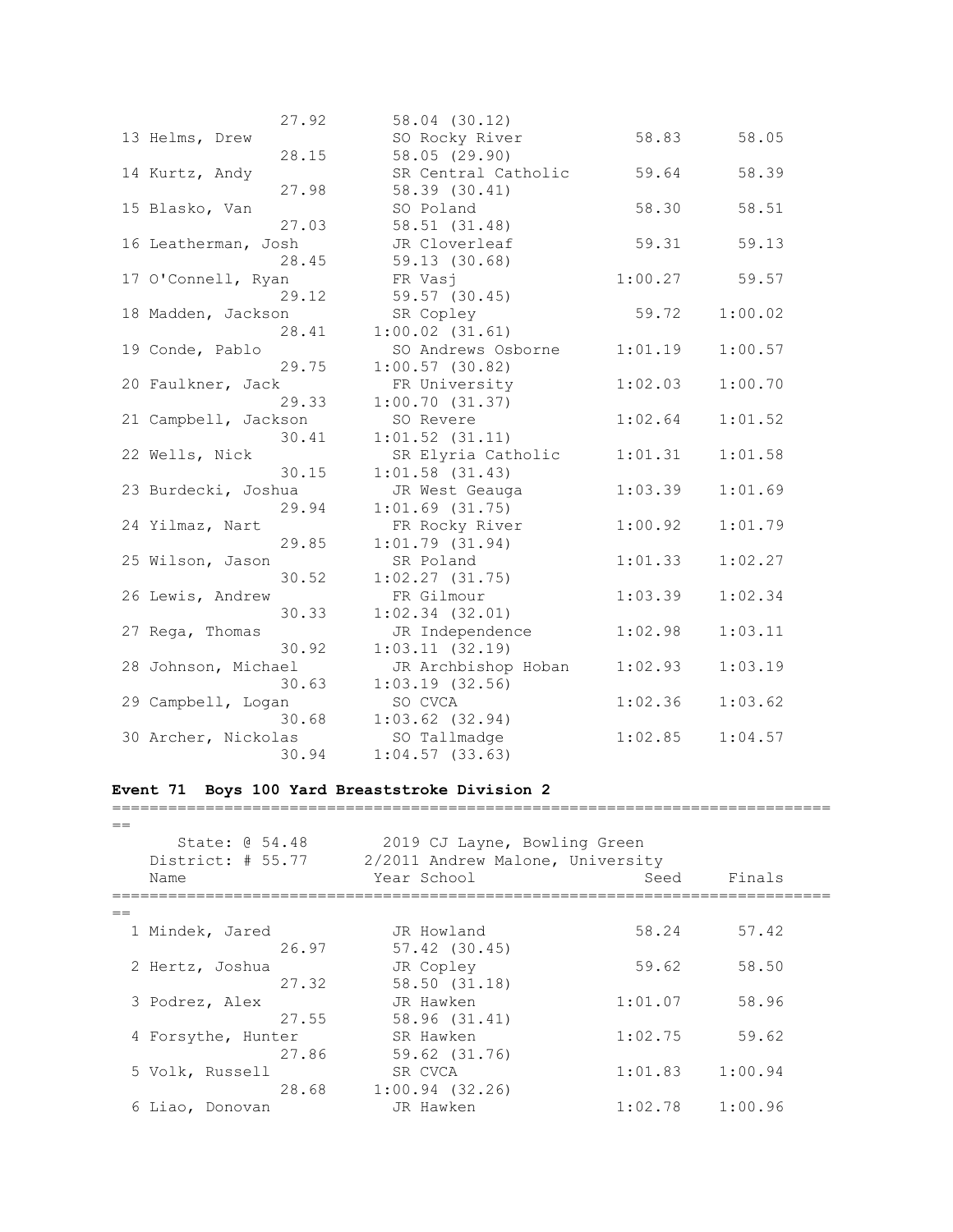| Place | Name | Year | School | Seed | Finals |
|---|---|---|---|---|---|
| | 27.92 | | 58.04 (30.12) | | |
| 13 | Helms, Drew | SO | Rocky River | 58.83 | 58.05 |
| | 28.15 | | 58.05 (29.90) | | |
| 14 | Kurtz, Andy | SR | Central Catholic | 59.64 | 58.39 |
| | 27.98 | | 58.39 (30.41) | | |
| 15 | Blasko, Van | SO | Poland | 58.30 | 58.51 |
| | 27.03 | | 58.51 (31.48) | | |
| 16 | Leatherman, Josh | JR | Cloverleaf | 59.31 | 59.13 |
| | 28.45 | | 59.13 (30.68) | | |
| 17 | O'Connell, Ryan | FR | Vasj | 1:00.27 | 59.57 |
| | 29.12 | | 59.57 (30.45) | | |
| 18 | Madden, Jackson | SR | Copley | 59.72 | 1:00.02 |
| | 28.41 | | 1:00.02 (31.61) | | |
| 19 | Conde, Pablo | SO | Andrews Osborne | 1:01.19 | 1:00.57 |
| | 29.75 | | 1:00.57 (30.82) | | |
| 20 | Faulkner, Jack | FR | University | 1:02.03 | 1:00.70 |
| | 29.33 | | 1:00.70 (31.37) | | |
| 21 | Campbell, Jackson | SO | Revere | 1:02.64 | 1:01.52 |
| | 30.41 | | 1:01.52 (31.11) | | |
| 22 | Wells, Nick | SR | Elyria Catholic | 1:01.31 | 1:01.58 |
| | 30.15 | | 1:01.58 (31.43) | | |
| 23 | Burdecki, Joshua | JR | West Geauga | 1:03.39 | 1:01.69 |
| | 29.94 | | 1:01.69 (31.75) | | |
| 24 | Yilmaz, Nart | FR | Rocky River | 1:00.92 | 1:01.79 |
| | 29.85 | | 1:01.79 (31.94) | | |
| 25 | Wilson, Jason | SR | Poland | 1:01.33 | 1:02.27 |
| | 30.52 | | 1:02.27 (31.75) | | |
| 26 | Lewis, Andrew | FR | Gilmour | 1:03.39 | 1:02.34 |
| | 30.33 | | 1:02.34 (32.01) | | |
| 27 | Rega, Thomas | JR | Independence | 1:02.98 | 1:03.11 |
| | 30.92 | | 1:03.11 (32.19) | | |
| 28 | Johnson, Michael | JR | Archbishop Hoban | 1:02.93 | 1:03.19 |
| | 30.63 | | 1:03.19 (32.56) | | |
| 29 | Campbell, Logan | SO | CVCA | 1:02.36 | 1:03.62 |
| | 30.68 | | 1:03.62 (32.94) | | |
| 30 | Archer, Nickolas | SO | Tallmadge | 1:02.85 | 1:04.57 |
| | 30.94 | | 1:04.57 (33.63) | | |

**Event 71 Boys 100 Yard Breaststroke Division 2**

State: @ 54.48 — 2019 CJ Layne, Bowling Green
District: # 55.77 — 2/2011 Andrew Malone, University

| Place | Name | Year | School | Seed | Finals |
|---|---|---|---|---|---|
| 1 | Mindek, Jared | JR | Howland | 58.24 | 57.42 |
| | 26.97 | | 57.42 (30.45) | | |
| 2 | Hertz, Joshua | JR | Copley | 59.62 | 58.50 |
| | 27.32 | | 58.50 (31.18) | | |
| 3 | Podrez, Alex | JR | Hawken | 1:01.07 | 58.96 |
| | 27.55 | | 58.96 (31.41) | | |
| 4 | Forsythe, Hunter | SR | Hawken | 1:02.75 | 59.62 |
| | 27.86 | | 59.62 (31.76) | | |
| 5 | Volk, Russell | SR | CVCA | 1:01.83 | 1:00.94 |
| | 28.68 | | 1:00.94 (32.26) | | |
| 6 | Liao, Donovan | JR | Hawken | 1:02.78 | 1:00.96 |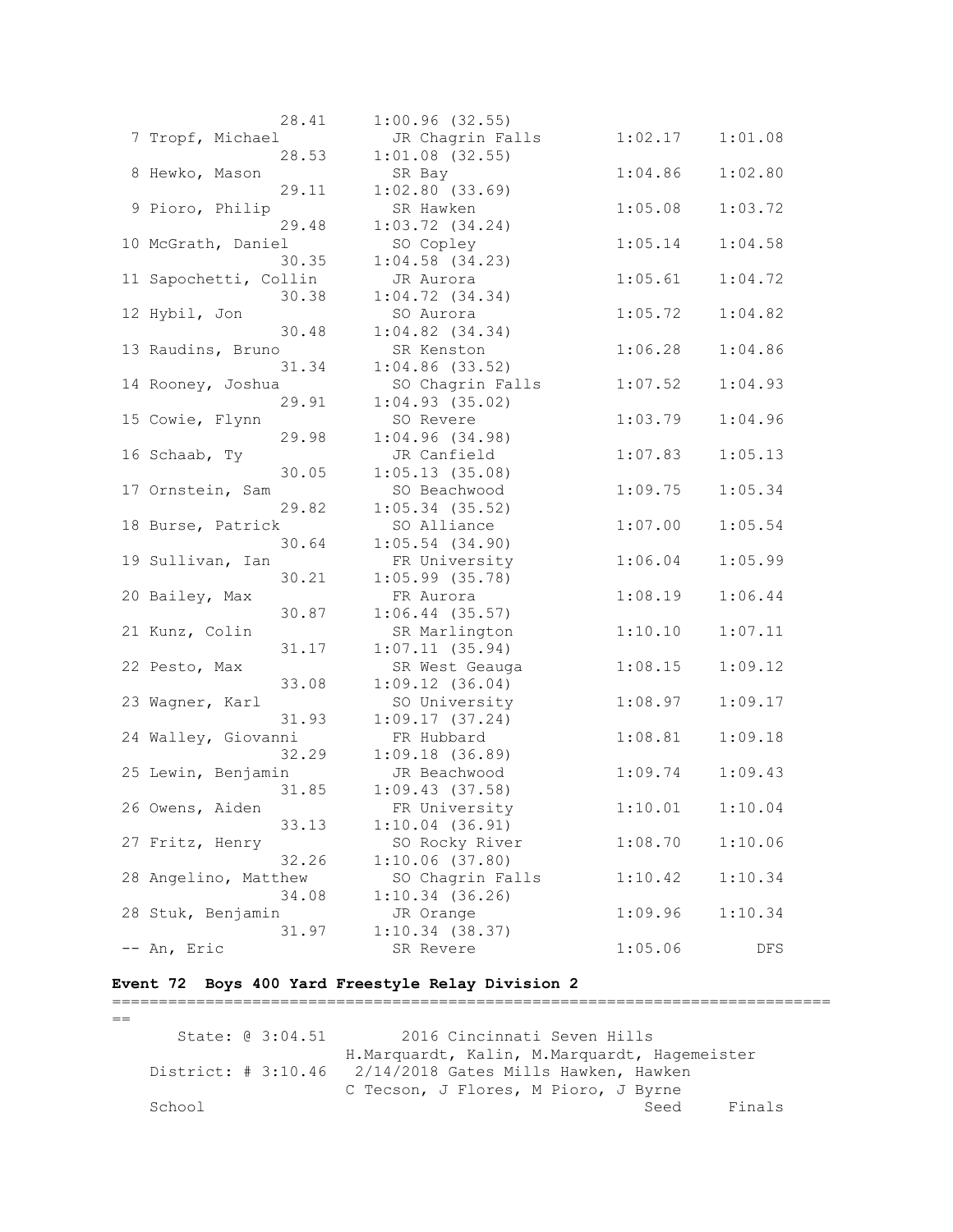```
                 28.41     1:00.96 (32.55)
  7 Tropf, Michael          JR Chagrin Falls       1:02.17    1:01.08
                 28.53     1:01.08 (32.55)
  8 Hewko, Mason            SR Bay                 1:04.86    1:02.80
                 29.11     1:02.80 (33.69)
  9 Pioro, Philip           SR Hawken              1:05.08    1:03.72
                 29.48     1:03.72 (34.24)
 10 McGrath, Daniel         SO Copley              1:05.14    1:04.58
                 30.35     1:04.58 (34.23)
 11 Sapochetti, Collin      JR Aurora              1:05.61    1:04.72
                 30.38     1:04.72 (34.34)
 12 Hybil, Jon              SO Aurora              1:05.72    1:04.82
                 30.48     1:04.82 (34.34)
 13 Raudins, Bruno          SR Kenston             1:06.28    1:04.86
                 31.34     1:04.86 (33.52)
 14 Rooney, Joshua          SO Chagrin Falls       1:07.52    1:04.93
                 29.91     1:04.93 (35.02)
 15 Cowie, Flynn            SO Revere              1:03.79    1:04.96
                 29.98     1:04.96 (34.98)
 16 Schaab, Ty              JR Canfield            1:07.83    1:05.13
                 30.05     1:05.13 (35.08)
 17 Ornstein, Sam           SO Beachwood           1:09.75    1:05.34
                 29.82     1:05.34 (35.52)
 18 Burse, Patrick          SO Alliance            1:07.00    1:05.54
                 30.64     1:05.54 (34.90)
 19 Sullivan, Ian           FR University          1:06.04    1:05.99
                 30.21     1:05.99 (35.78)
 20 Bailey, Max             FR Aurora              1:08.19    1:06.44
                 30.87     1:06.44 (35.57)
 21 Kunz, Colin             SR Marlington          1:10.10    1:07.11
                 31.17     1:07.11 (35.94)
 22 Pesto, Max              SR West Geauga         1:08.15    1:09.12
                 33.08     1:09.12 (36.04)
 23 Wagner, Karl            SO University          1:08.97    1:09.17
                 31.93     1:09.17 (37.24)
 24 Walley, Giovanni        FR Hubbard             1:08.81    1:09.18
                 32.29     1:09.18 (36.89)
 25 Lewin, Benjamin         JR Beachwood           1:09.74    1:09.43
                 31.85     1:09.43 (37.58)
 26 Owens, Aiden            FR University          1:10.01    1:10.04
                 33.13     1:10.04 (36.91)
 27 Fritz, Henry            SO Rocky River         1:08.70    1:10.06
                 32.26     1:10.06 (37.80)
 28 Angelino, Matthew       SO Chagrin Falls       1:10.42    1:10.34
                 34.08     1:10.34 (36.26)
 28 Stuk, Benjamin          JR Orange              1:09.96    1:10.34
                 31.97     1:10.34 (38.37)
 -- An, Eric                SR Revere              1:05.06        DFS
```

**Event 72 Boys 400 Yard Freestyle Relay Division 2**

```
===============================================================================
==
      State: @ 3:04.51        2016 Cincinnati Seven Hills
                        H.Marquardt, Kalin, M.Marquardt, Hagemeister
   District: # 3:10.46   2/14/2018 Gates Mills Hawken, Hawken
                        C Tecson, J Flores, M Pioro, J Byrne
   School                                                   Seed     Finals
```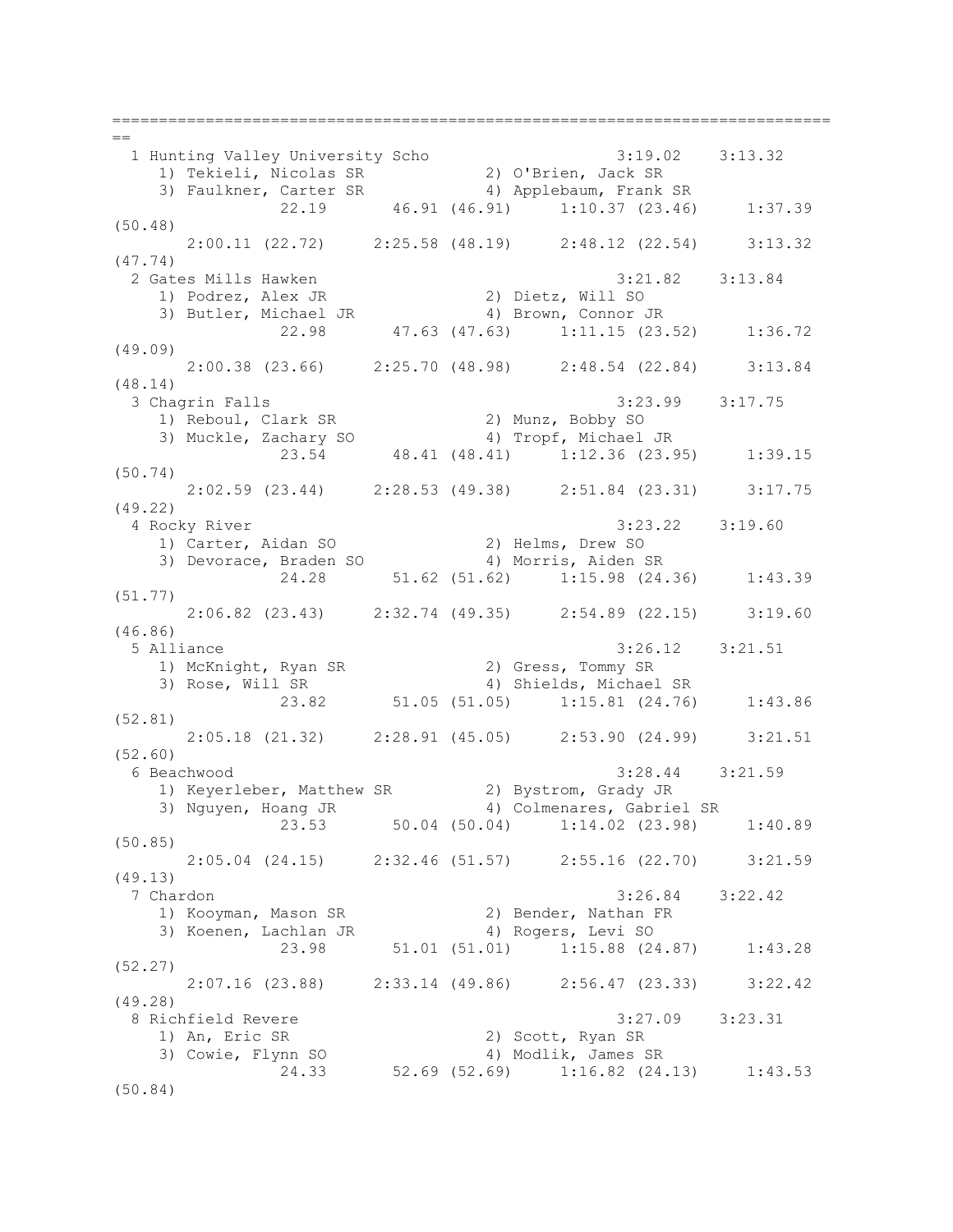```
===============================================================================
==
  1 Hunting Valley University Scho                  3:19.02    3:13.32
     1) Tekieli, Nicolas SR            2) O'Brien, Jack SR
     3) Faulkner, Carter SR            4) Applebaum, Frank SR
               22.19       46.91 (46.91)     1:10.37 (23.46)     1:37.39
(50.48)
       2:00.11 (22.72)     2:25.58 (48.19)     2:48.12 (22.54)     3:13.32
(47.74)
  2 Gates Mills Hawken                              3:21.82    3:13.84
     1) Podrez, Alex JR                2) Dietz, Will SO
     3) Butler, Michael JR             4) Brown, Connor JR
               22.98       47.63 (47.63)     1:11.15 (23.52)     1:36.72
(49.09)
       2:00.38 (23.66)     2:25.70 (48.98)     2:48.54 (22.84)     3:13.84
(48.14)
  3 Chagrin Falls                                   3:23.99    3:17.75
     1) Reboul, Clark SR               2) Munz, Bobby SO
     3) Muckle, Zachary SO             4) Tropf, Michael JR
               23.54       48.41 (48.41)     1:12.36 (23.95)     1:39.15
(50.74)
       2:02.59 (23.44)     2:28.53 (49.38)     2:51.84 (23.31)     3:17.75
(49.22)
  4 Rocky River                                     3:23.22    3:19.60
     1) Carter, Aidan SO               2) Helms, Drew SO
     3) Devorace, Braden SO            4) Morris, Aiden SR
               24.28       51.62 (51.62)     1:15.98 (24.36)     1:43.39
(51.77)
       2:06.82 (23.43)     2:32.74 (49.35)     2:54.89 (22.15)     3:19.60
(46.86)
  5 Alliance                                        3:26.12    3:21.51
     1) McKnight, Ryan SR              2) Gress, Tommy SR
     3) Rose, Will SR                  4) Shields, Michael SR
               23.82       51.05 (51.05)     1:15.81 (24.76)     1:43.86
(52.81)
       2:05.18 (21.32)     2:28.91 (45.05)     2:53.90 (24.99)     3:21.51
(52.60)
  6 Beachwood                                       3:28.44    3:21.59
     1) Keyerleber, Matthew SR         2) Bystrom, Grady JR
     3) Nguyen, Hoang JR               4) Colmenares, Gabriel SR
               23.53       50.04 (50.04)     1:14.02 (23.98)     1:40.89
(50.85)
       2:05.04 (24.15)     2:32.46 (51.57)     2:55.16 (22.70)     3:21.59
(49.13)
  7 Chardon                                         3:26.84    3:22.42
     1) Kooyman, Mason SR              2) Bender, Nathan FR
     3) Koenen, Lachlan JR             4) Rogers, Levi SO
               23.98       51.01 (51.01)     1:15.88 (24.87)     1:43.28
(52.27)
       2:07.16 (23.88)     2:33.14 (49.86)     2:56.47 (23.33)     3:22.42
(49.28)
  8 Richfield Revere                                3:27.09    3:23.31
     1) An, Eric SR                    2) Scott, Ryan SR
     3) Cowie, Flynn SO                4) Modlik, James SR
               24.33       52.69 (52.69)     1:16.82 (24.13)     1:43.53
(50.84)
```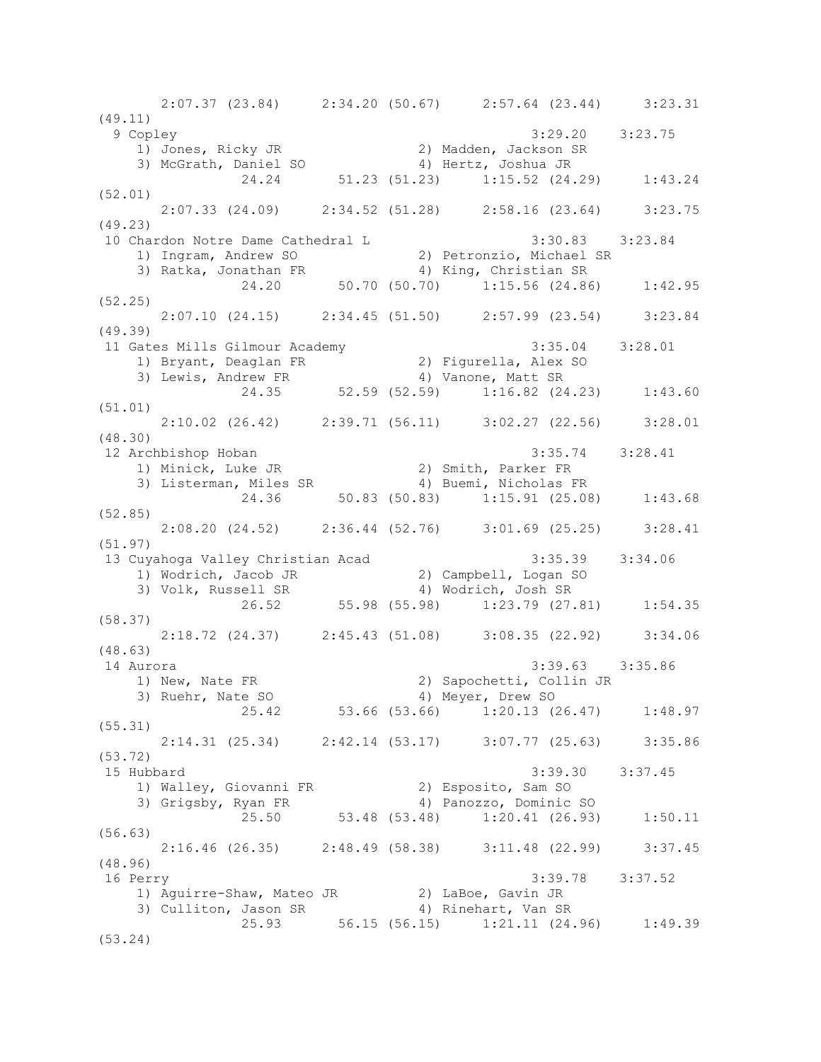```
      2:07.37 (23.84)     2:34.20 (50.67)     2:57.64 (23.44)     3:23.31
(49.11)
  9 Copley                                              3:29.20    3:23.75
    1) Jones, Ricky JR                2) Madden, Jackson SR
    3) McGrath, Daniel SO             4) Hertz, Joshua JR
               24.24       51.23 (51.23)     1:15.52 (24.29)     1:43.24
(52.01)
      2:07.33 (24.09)     2:34.52 (51.28)     2:58.16 (23.64)     3:23.75
(49.23)
 10 Chardon Notre Dame Cathedral L                      3:30.83    3:23.84
    1) Ingram, Andrew SO              2) Petronzio, Michael SR
    3) Ratka, Jonathan FR             4) King, Christian SR
               24.20       50.70 (50.70)     1:15.56 (24.86)     1:42.95
(52.25)
      2:07.10 (24.15)     2:34.45 (51.50)     2:57.99 (23.54)     3:23.84
(49.39)
 11 Gates Mills Gilmour Academy                         3:35.04    3:28.01
    1) Bryant, Deaglan FR             2) Figurella, Alex SO
    3) Lewis, Andrew FR               4) Vanone, Matt SR
               24.35       52.59 (52.59)     1:16.82 (24.23)     1:43.60
(51.01)
      2:10.02 (26.42)     2:39.71 (56.11)     3:02.27 (22.56)     3:28.01
(48.30)
 12 Archbishop Hoban                                    3:35.74    3:28.41
    1) Minick, Luke JR                2) Smith, Parker FR
    3) Listerman, Miles SR            4) Buemi, Nicholas FR
               24.36       50.83 (50.83)     1:15.91 (25.08)     1:43.68
(52.85)
      2:08.20 (24.52)     2:36.44 (52.76)     3:01.69 (25.25)     3:28.41
(51.97)
 13 Cuyahoga Valley Christian Acad                      3:35.39    3:34.06
    1) Wodrich, Jacob JR              2) Campbell, Logan SO
    3) Volk, Russell SR               4) Wodrich, Josh SR
               26.52       55.98 (55.98)     1:23.79 (27.81)     1:54.35
(58.37)
      2:18.72 (24.37)     2:45.43 (51.08)     3:08.35 (22.92)     3:34.06
(48.63)
 14 Aurora                                              3:39.63    3:35.86
    1) New, Nate FR                   2) Sapochetti, Collin JR
    3) Ruehr, Nate SO                 4) Meyer, Drew SO
               25.42       53.66 (53.66)     1:20.13 (26.47)     1:48.97
(55.31)
      2:14.31 (25.34)     2:42.14 (53.17)     3:07.77 (25.63)     3:35.86
(53.72)
 15 Hubbard                                             3:39.30    3:37.45
    1) Walley, Giovanni FR            2) Esposito, Sam SO
    3) Grigsby, Ryan FR               4) Panozzo, Dominic SO
               25.50       53.48 (53.48)     1:20.41 (26.93)     1:50.11
(56.63)
      2:16.46 (26.35)     2:48.49 (58.38)     3:11.48 (22.99)     3:37.45
(48.96)
 16 Perry                                               3:39.78    3:37.52
    1) Aguirre-Shaw, Mateo JR         2) LaBoe, Gavin JR
    3) Culliton, Jason SR             4) Rinehart, Van SR
               25.93       56.15 (56.15)     1:21.11 (24.96)     1:49.39
(53.24)
```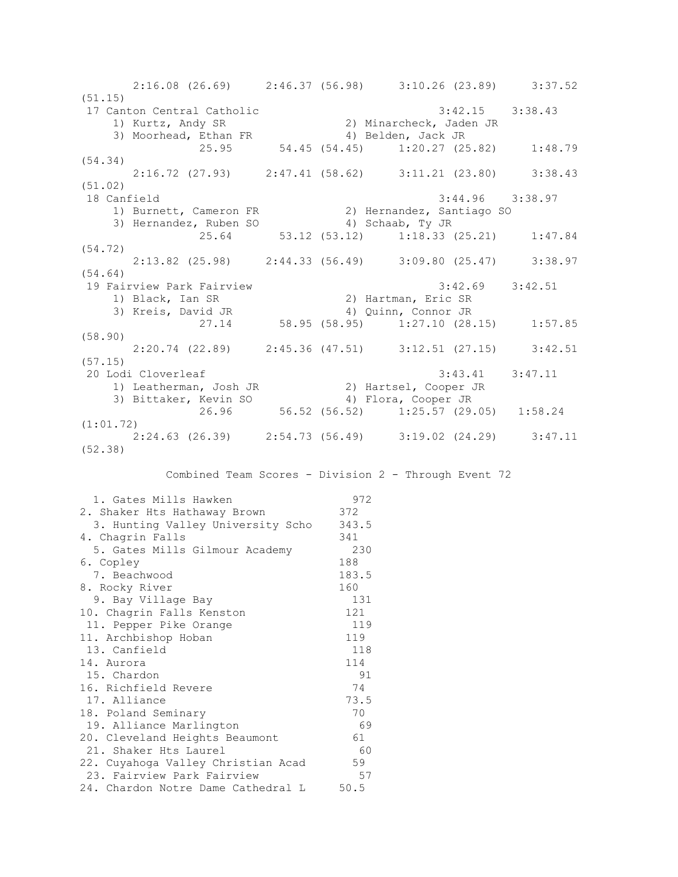```
      2:16.08 (26.69)     2:46.37 (56.98)     3:10.26 (23.89)     3:37.52
(51.15)
 17 Canton Central Catholic                           3:42.15    3:38.43
    1) Kurtz, Andy SR                 2) Minarcheck, Jaden JR
    3) Moorhead, Ethan FR             4) Belden, Jack JR
              25.95       54.45 (54.45)     1:20.27 (25.82)     1:48.79
(54.34)
      2:16.72 (27.93)     2:47.41 (58.62)     3:11.21 (23.80)     3:38.43
(51.02)
 18 Canfield                                          3:44.96    3:38.97
    1) Burnett, Cameron FR            2) Hernandez, Santiago SO
    3) Hernandez, Ruben SO            4) Schaab, Ty JR
              25.64       53.12 (53.12)     1:18.33 (25.21)     1:47.84
(54.72)
      2:13.82 (25.98)     2:44.33 (56.49)     3:09.80 (25.47)     3:38.97
(54.64)
 19 Fairview Park Fairview                            3:42.69    3:42.51
    1) Black, Ian SR                  2) Hartman, Eric SR
    3) Kreis, David JR                4) Quinn, Connor JR
              27.14       58.95 (58.95)     1:27.10 (28.15)     1:57.85
(58.90)
      2:20.74 (22.89)     2:45.36 (47.51)     3:12.51 (27.15)     3:42.51
(57.15)
 20 Lodi Cloverleaf                                   3:43.41    3:47.11
    1) Leatherman, Josh JR            2) Hartsel, Cooper JR
    3) Bittaker, Kevin SO             4) Flora, Cooper JR
              26.96       56.52 (56.52)     1:25.57 (29.05)   1:58.24
(1:01.72)
      2:24.63 (26.39)     2:54.73 (56.49)     3:19.02 (24.29)     3:47.11
(52.38)
```

Combined Team Scores - Division 2 - Through Event 72

| Place | Team | Points |
|---|---|---|
| 1. | Gates Mills Hawken | 972 |
| 2. | Shaker Hts Hathaway Brown | 372 |
| 3. | Hunting Valley University Scho | 343.5 |
| 4. | Chagrin Falls | 341 |
| 5. | Gates Mills Gilmour Academy | 230 |
| 6. | Copley | 188 |
| 7. | Beachwood | 183.5 |
| 8. | Rocky River | 160 |
| 9. | Bay Village Bay | 131 |
| 10. | Chagrin Falls Kenston | 121 |
| 11. | Pepper Pike Orange | 119 |
| 11. | Archbishop Hoban | 119 |
| 13. | Canfield | 118 |
| 14. | Aurora | 114 |
| 15. | Chardon | 91 |
| 16. | Richfield Revere | 74 |
| 17. | Alliance | 73.5 |
| 18. | Poland Seminary | 70 |
| 19. | Alliance Marlington | 69 |
| 20. | Cleveland Heights Beaumont | 61 |
| 21. | Shaker Hts Laurel | 60 |
| 22. | Cuyahoga Valley Christian Acad | 59 |
| 23. | Fairview Park Fairview | 57 |
| 24. | Chardon Notre Dame Cathedral L | 50.5 |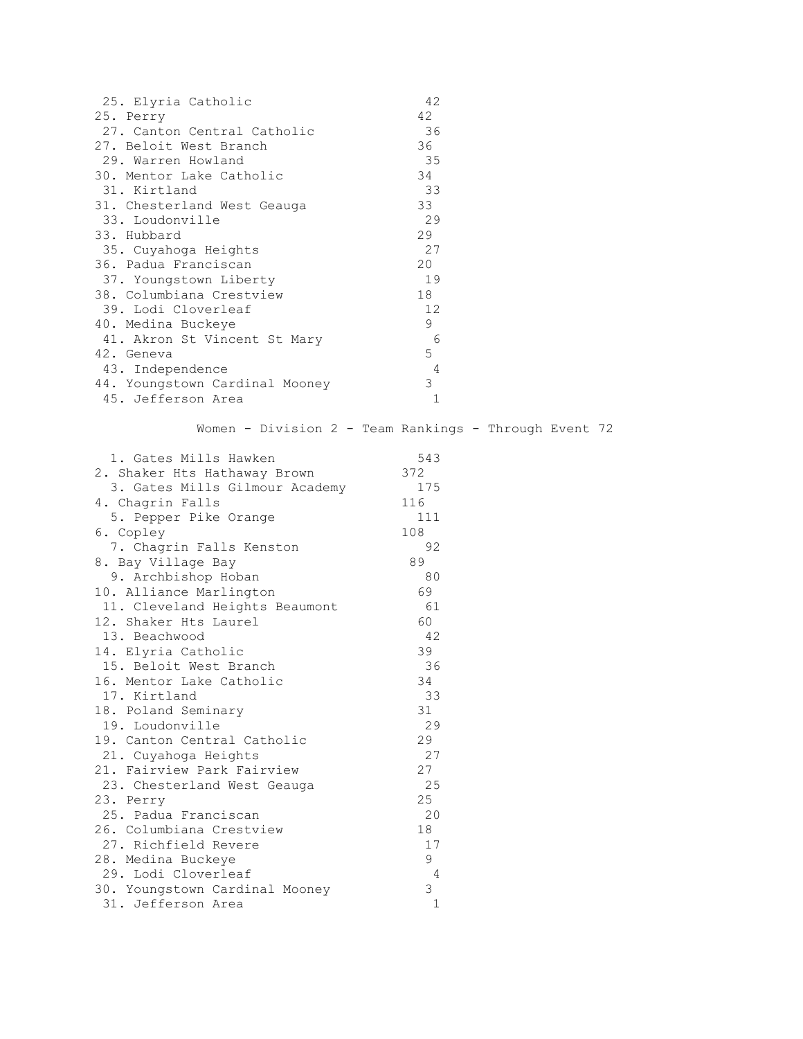| Rank | Team | Points |
|---|---|---|
| 25. | Elyria Catholic | 42 |
| 25. | Perry | 42 |
| 27. | Canton Central Catholic | 36 |
| 27. | Beloit West Branch | 36 |
| 29. | Warren Howland | 35 |
| 30. | Mentor Lake Catholic | 34 |
| 31. | Kirtland | 33 |
| 31. | Chesterland West Geauga | 33 |
| 33. | Loudonville | 29 |
| 33. | Hubbard | 29 |
| 35. | Cuyahoga Heights | 27 |
| 36. | Padua Franciscan | 20 |
| 37. | Youngstown Liberty | 19 |
| 38. | Columbiana Crestview | 18 |
| 39. | Lodi Cloverleaf | 12 |
| 40. | Medina Buckeye | 9 |
| 41. | Akron St Vincent St Mary | 6 |
| 42. | Geneva | 5 |
| 43. | Independence | 4 |
| 44. | Youngstown Cardinal Mooney | 3 |
| 45. | Jefferson Area | 1 |

## Women - Division 2 - Team Rankings - Through Event 72

| Rank | Team | Points |
|---|---|---|
| 1. | Gates Mills Hawken | 543 |
| 2. | Shaker Hts Hathaway Brown | 372 |
| 3. | Gates Mills Gilmour Academy | 175 |
| 4. | Chagrin Falls | 116 |
| 5. | Pepper Pike Orange | 111 |
| 6. | Copley | 108 |
| 7. | Chagrin Falls Kenston | 92 |
| 8. | Bay Village Bay | 89 |
| 9. | Archbishop Hoban | 80 |
| 10. | Alliance Marlington | 69 |
| 11. | Cleveland Heights Beaumont | 61 |
| 12. | Shaker Hts Laurel | 60 |
| 13. | Beachwood | 42 |
| 14. | Elyria Catholic | 39 |
| 15. | Beloit West Branch | 36 |
| 16. | Mentor Lake Catholic | 34 |
| 17. | Kirtland | 33 |
| 18. | Poland Seminary | 31 |
| 19. | Loudonville | 29 |
| 19. | Canton Central Catholic | 29 |
| 21. | Cuyahoga Heights | 27 |
| 21. | Fairview Park Fairview | 27 |
| 23. | Chesterland West Geauga | 25 |
| 23. | Perry | 25 |
| 25. | Padua Franciscan | 20 |
| 26. | Columbiana Crestview | 18 |
| 27. | Richfield Revere | 17 |
| 28. | Medina Buckeye | 9 |
| 29. | Lodi Cloverleaf | 4 |
| 30. | Youngstown Cardinal Mooney | 3 |
| 31. | Jefferson Area | 1 |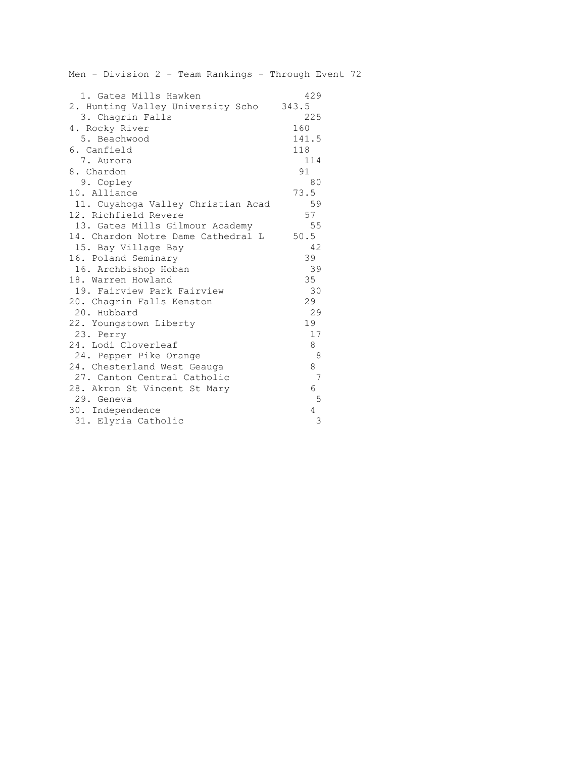Men - Division 2 - Team Rankings - Through Event 72

| | | |
|---|---|---|
| 1. | Gates Mills Hawken | 429 |
| 2. | Hunting Valley University Scho | 343.5 |
| 3. | Chagrin Falls | 225 |
| 4. | Rocky River | 160 |
| 5. | Beachwood | 141.5 |
| 6. | Canfield | 118 |
| 7. | Aurora | 114 |
| 8. | Chardon | 91 |
| 9. | Copley | 80 |
| 10. | Alliance | 73.5 |
| 11. | Cuyahoga Valley Christian Acad | 59 |
| 12. | Richfield Revere | 57 |
| 13. | Gates Mills Gilmour Academy | 55 |
| 14. | Chardon Notre Dame Cathedral L | 50.5 |
| 15. | Bay Village Bay | 42 |
| 16. | Poland Seminary | 39 |
| 16. | Archbishop Hoban | 39 |
| 18. | Warren Howland | 35 |
| 19. | Fairview Park Fairview | 30 |
| 20. | Chagrin Falls Kenston | 29 |
| 20. | Hubbard | 29 |
| 22. | Youngstown Liberty | 19 |
| 23. | Perry | 17 |
| 24. | Lodi Cloverleaf | 8 |
| 24. | Pepper Pike Orange | 8 |
| 24. | Chesterland West Geauga | 8 |
| 27. | Canton Central Catholic | 7 |
| 28. | Akron St Vincent St Mary | 6 |
| 29. | Geneva | 5 |
| 30. | Independence | 4 |
| 31. | Elyria Catholic | 3 |